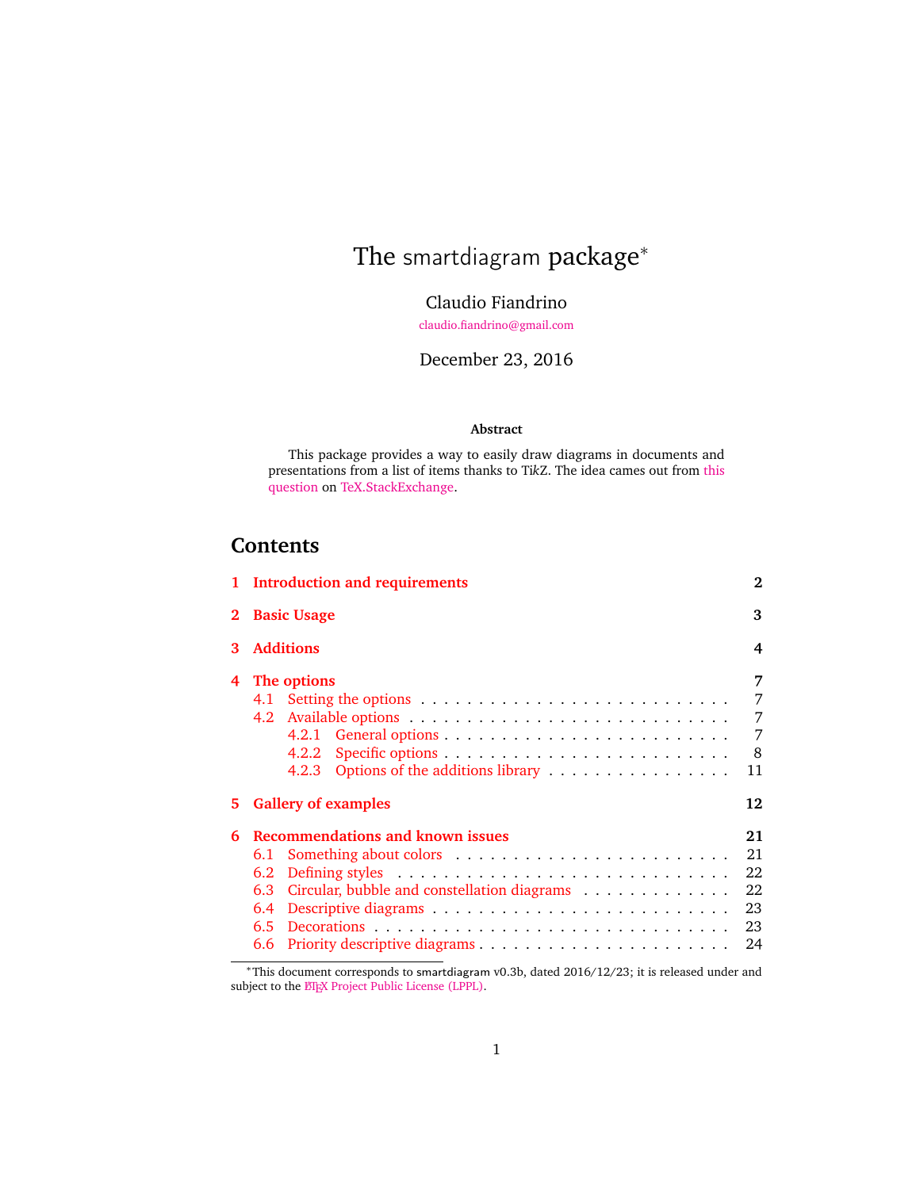# The smartdiagram package*

Claudio Fiandrino

claudio.fiandrino@gmail.com

December 23, 2016

**Abstract**

This package provides a way to easily draw diagrams in documents and presentations from a list of items thanks to TikZ. The idea cames out from this question on TeX.StackExchange.

## Contents

**1 Introduction and requirements** **2**

**2 Basic Usage** **3**

**3 Additions** **4**

**4 The options** **7**
- 4.1 Setting the options . . . . . . . . . . . . . . . . . . . . . . . . . 7
- 4.2 Available options . . . . . . . . . . . . . . . . . . . . . . . . . 7
  - 4.2.1 General options . . . . . . . . . . . . . . . . . . . . . . 7
  - 4.2.2 Specific options . . . . . . . . . . . . . . . . . . . . . . 8
  - 4.2.3 Options of the additions library . . . . . . . . . . . . . . . 11

**5 Gallery of examples** **12**

**6 Recommendations and known issues** **21**
- 6.1 Something about colors . . . . . . . . . . . . . . . . . . . . . . 21
- 6.2 Defining styles . . . . . . . . . . . . . . . . . . . . . . . . . . 22
- 6.3 Circular, bubble and constellation diagrams . . . . . . . . . . . . . 22
- 6.4 Descriptive diagrams . . . . . . . . . . . . . . . . . . . . . . . . 23
- 6.5 Decorations . . . . . . . . . . . . . . . . . . . . . . . . . . . . 23
- 6.6 Priority descriptive diagrams . . . . . . . . . . . . . . . . . . . . 24

---

*This document corresponds to smartdiagram v0.3b, dated 2016/12/23; it is released under and subject to the LaTeX Project Public License (LPPL).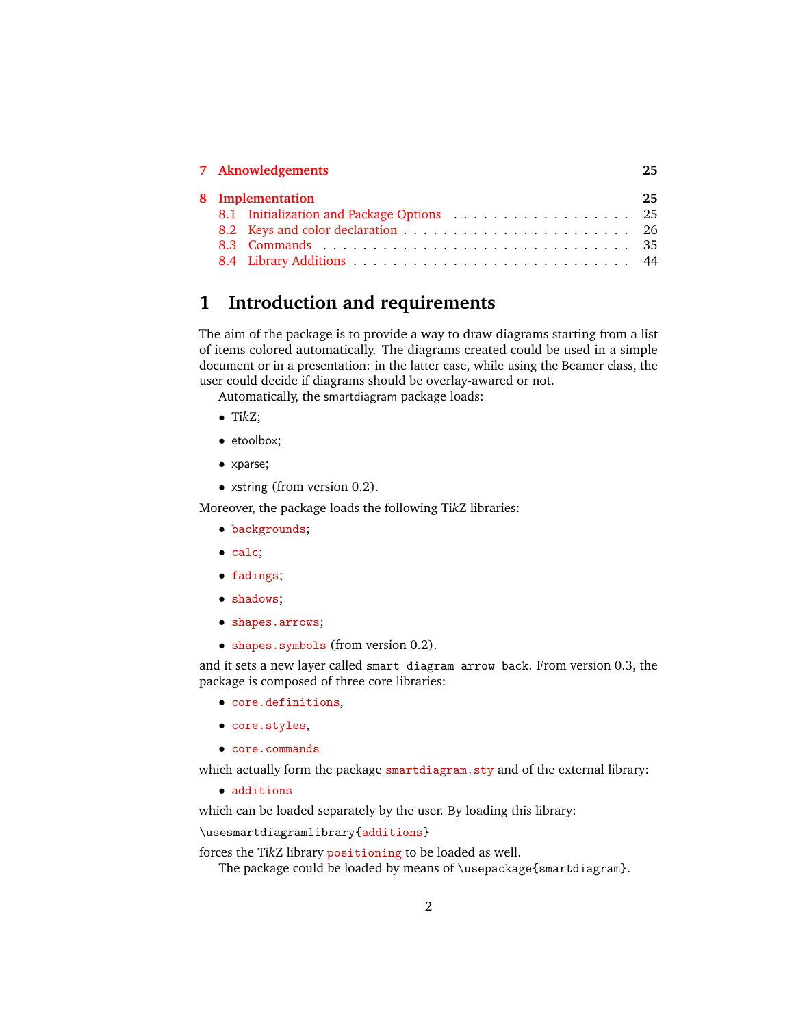7 Aknowledgements 25

8 Implementation 25
- 8.1 Initialization and Package Options . . . . . . . . . . . . . . . . . . . 25
- 8.2 Keys and color declaration . . . . . . . . . . . . . . . . . . . . . . . . 26
- 8.3 Commands . . . . . . . . . . . . . . . . . . . . . . . . . . . . . . . . . 35
- 8.4 Library Additions . . . . . . . . . . . . . . . . . . . . . . . . . . . . . 44

# 1 Introduction and requirements

The aim of the package is to provide a way to draw diagrams starting from a list of items colored automatically. The diagrams created could be used in a simple document or in a presentation: in the latter case, while using the Beamer class, the user could decide if diagrams should be overlay-awared or not.

Automatically, the smartdiagram package loads:

- Ti*k*Z;
- etoolbox;
- xparse;
- xstring (from version 0.2).

Moreover, the package loads the following Ti*k*Z libraries:

- `backgrounds`;
- `calc`;
- `fadings`;
- `shadows`;
- `shapes.arrows`;
- `shapes.symbols` (from version 0.2).

and it sets a new layer called `smart diagram arrow back`. From version 0.3, the package is composed of three core libraries:

- `core.definitions`,
- `core.styles`,
- `core.commands`

which actually form the package `smartdiagram.sty` and of the external library:

- `additions`

which can be loaded separately by the user. By loading this library:

```
\usesmartdiagramlibrary{additions}
```

forces the Ti*k*Z library `positioning` to be loaded as well.

The package could be loaded by means of `\usepackage{smartdiagram}`.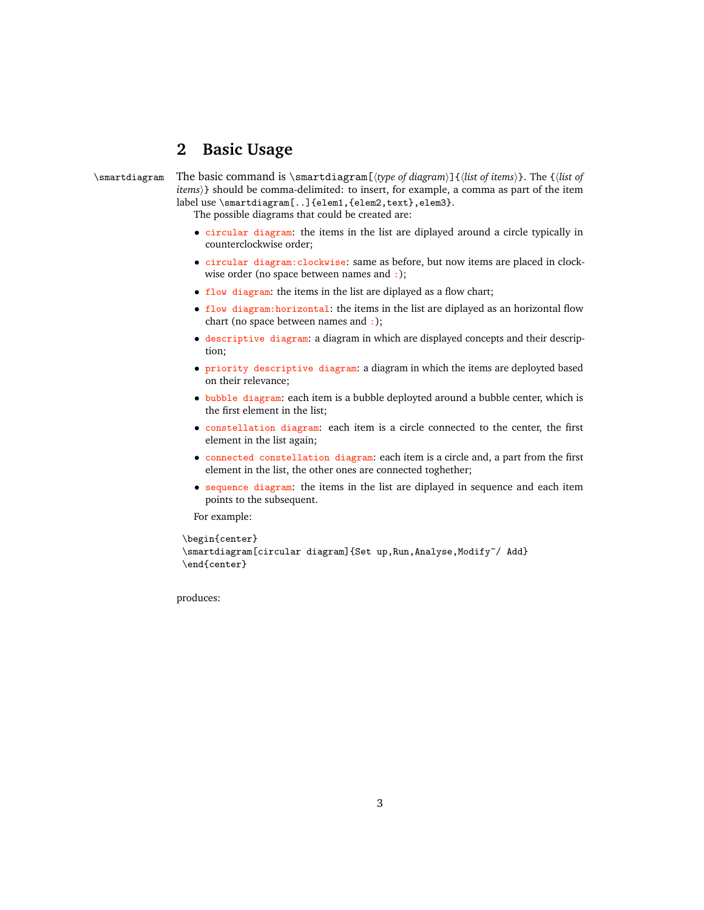## 2 Basic Usage

\smartdiagram The basic command is `\smartdiagram[`⟨*type of diagram*⟩`]{`⟨*list of items*⟩`}`. The `{`⟨*list of items*⟩`}` should be comma-delimited: to insert, for example, a comma as part of the item label use `\smartdiagram[..]{elem1,{elem2,text},elem3}`.

The possible diagrams that could be created are:

- `circular diagram`: the items in the list are diplayed around a circle typically in counterclockwise order;
- `circular diagram:clockwise`: same as before, but now items are placed in clockwise order (no space between names and `:`);
- `flow diagram`: the items in the list are diplayed as a flow chart;
- `flow diagram:horizontal`: the items in the list are diplayed as an horizontal flow chart (no space between names and `:`);
- `descriptive diagram`: a diagram in which are displayed concepts and their description;
- `priority descriptive diagram`: a diagram in which the items are deployed based on their relevance;
- `bubble diagram`: each item is a bubble deployted around a bubble center, which is the first element in the list;
- `constellation diagram`: each item is a circle connected to the center, the first element in the list again;
- `connected constellation diagram`: each item is a circle and, a part from the first element in the list, the other ones are connected toghether;
- `sequence diagram`: the items in the list are diplayed in sequence and each item points to the subsequent.

For example:

```
\begin{center}
\smartdiagram[circular diagram]{Set up,Run,Analyse,Modify~/ Add}
\end{center}
```

produces: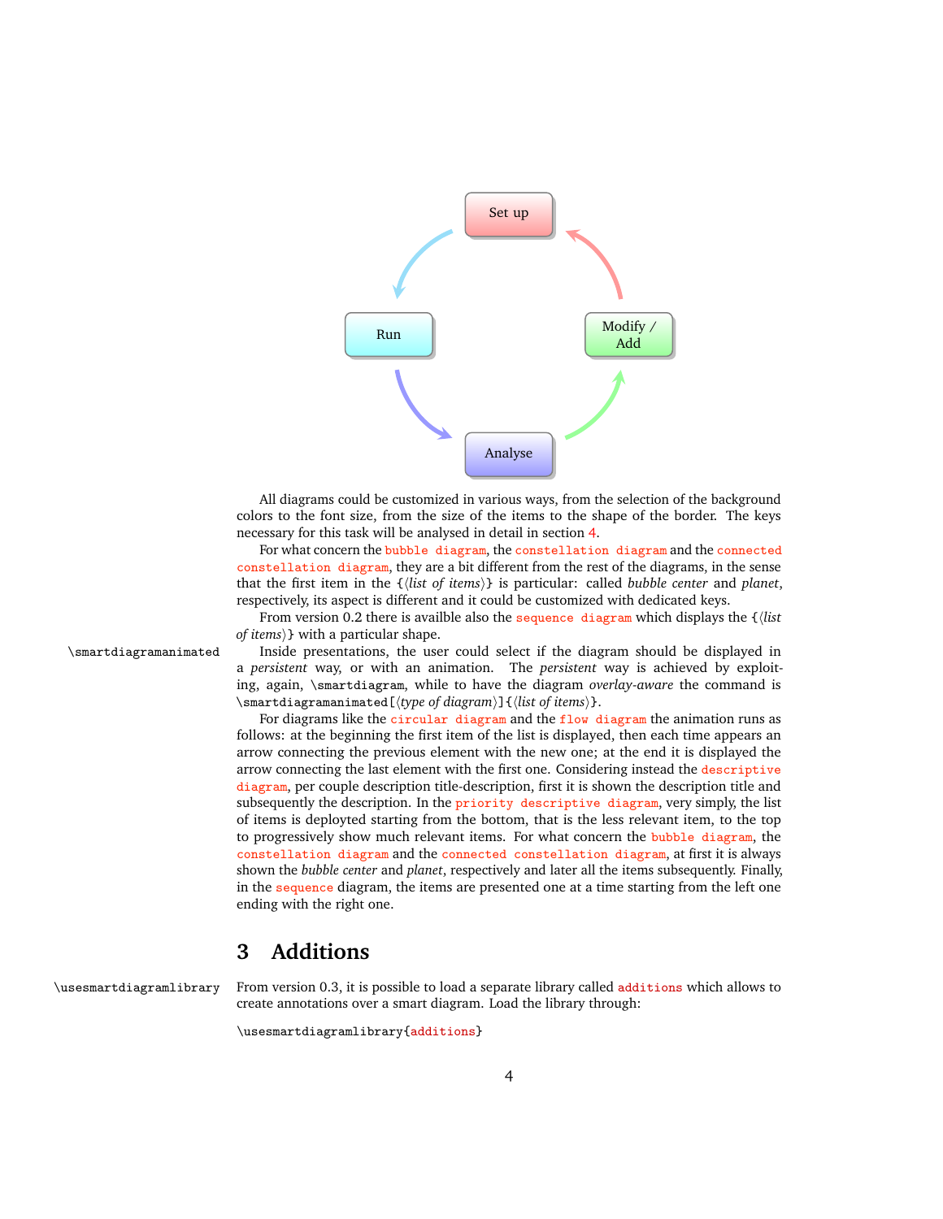Set up

Run

Modify / Add

Analyse

All diagrams could be customized in various ways, from the selection of the background colors to the font size, from the size of the items to the shape of the border. The keys necessary for this task will be analysed in detail in section 4.

For what concern the `bubble diagram`, the `constellation diagram` and the `connected constellation diagram`, they are a bit different from the rest of the diagrams, in the sense that the first item in the {⟨*list of items*⟩} is particular: called *bubble center* and *planet*, respectively, its aspect is different and it could be customized with dedicated keys.

From version 0.2 there is availble also the `sequence diagram` which displays the {⟨*list of items*⟩} with a particular shape.

\smartdiagramanimated Inside presentations, the user could select if the diagram should be displayed in a *persistent* way, or with an animation. The *persistent* way is achieved by exploiting, again, `\smartdiagram`, while to have the diagram *overlay-aware* the command is `\smartdiagramanimated[`⟨*type of diagram*⟩`]{`⟨*list of items*⟩`}`.

For diagrams like the `circular diagram` and the `flow diagram` the animation runs as follows: at the beginning the first item of the list is displayed, then each time appears an arrow connecting the previous element with the new one; at the end it is displayed the arrow connecting the last element with the first one. Considering instead the `descriptive diagram`, per couple description title-description, first it is shown the description title and subsequently the description. In the `priority descriptive diagram`, very simply, the list of items is deployted starting from the bottom, that is the less relevant item, to the top to progressively show much relevant items. For what concern the `bubble diagram`, the `constellation diagram` and the `connected constellation diagram`, at first it is always shown the *bubble center* and *planet*, respectively and later all the items subsequently. Finally, in the `sequence` diagram, the items are presented one at a time starting from the left one ending with the right one.

# 3 Additions

\usesmartdiagramlibrary From version 0.3, it is possible to load a separate library called `additions` which allows to create annotations over a smart diagram. Load the library through:

```
\usesmartdiagramlibrary{additions}
```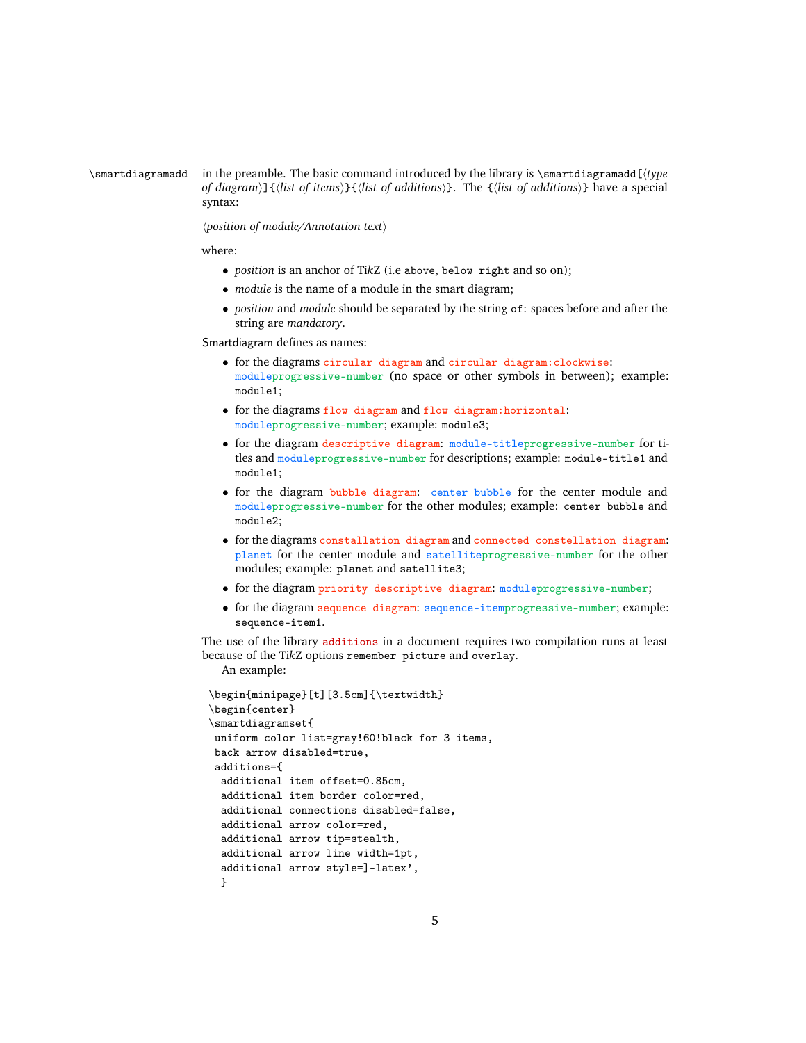`\smartdiagramadd` in the preamble. The basic command introduced by the library is `\smartdiagramadd[`⟨*type of diagram*⟩`]{`⟨*list of items*⟩`}{`⟨*list of additions*⟩`}`. The `{`⟨*list of additions*⟩`}` have a special syntax:

⟨*position of module/Annotation text*⟩

where:

- *position* is an anchor of TikZ (i.e `above`, `below right` and so on);
- *module* is the name of a module in the smart diagram;
- *position* and *module* should be separated by the string `of`: spaces before and after the string are *mandatory*.

Smartdiagram defines as names:

- for the diagrams `circular diagram` and `circular diagram:clockwise`: `moduleprogressive-number` (no space or other symbols in between); example: `module1`;
- for the diagrams `flow diagram` and `flow diagram:horizontal`: `moduleprogressive-number`; example: `module3`;
- for the diagram `descriptive diagram`: `module-titleprogressive-number` for titles and `moduleprogressive-number` for descriptions; example: `module-title1` and `module1`;
- for the diagram `bubble diagram`: `center bubble` for the center module and `moduleprogressive-number` for the other modules; example: `center bubble` and `module2`;
- for the diagrams `constallation diagram` and `connected constellation diagram`: `planet` for the center module and `satelliteprogressive-number` for the other modules; example: `planet` and `satellite3`;
- for the diagram `priority descriptive diagram`: `moduleprogressive-number`;
- for the diagram `sequence diagram`: `sequence-itemprogressive-number`; example: `sequence-item1`.

The use of the library `additions` in a document requires two compilation runs at least because of the TikZ options `remember picture` and `overlay`.

An example:

```
\begin{minipage}[t][3.5cm]{\textwidth}
\begin{center}
\smartdiagramset{
 uniform color list=gray!60!black for 3 items,
 back arrow disabled=true,
 additions={
  additional item offset=0.85cm,
  additional item border color=red,
  additional connections disabled=false,
  additional arrow color=red,
  additional arrow tip=stealth,
  additional arrow line width=1pt,
  additional arrow style=]-latex',
  }
```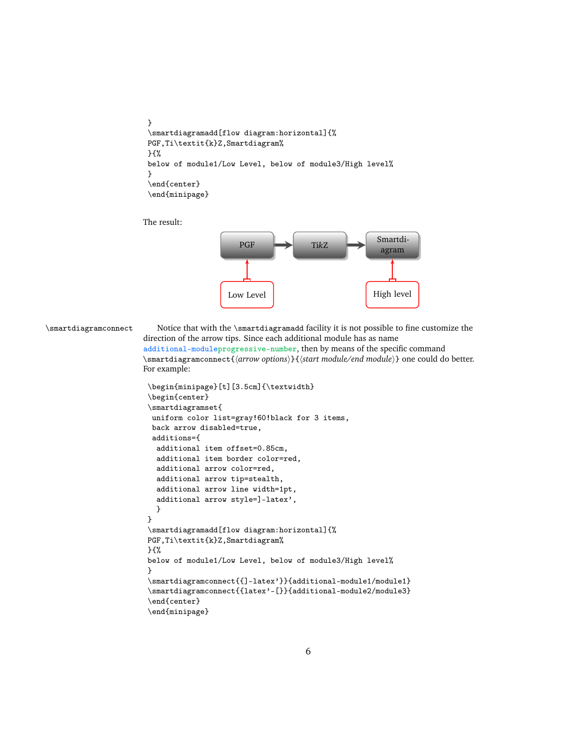```
}
\smartdiagramadd[flow diagram:horizontal]{%
PGF,Ti\textit{k}Z,Smartdiagram%
}{%
below of module1/Low Level, below of module3/High level%
}
\end{center}
\end{minipage}
```

The result:

PGF → TikZ → Smartdiagram

Low Level &nbsp;&nbsp;&nbsp;&nbsp;&nbsp;&nbsp;&nbsp;&nbsp; High level

`\smartdiagramconnect`

Notice that with the `\smartdiagramadd` facility it is not possible to fine customize the direction of the arrow tips. Since each additional module has as name `additional-moduleprogressive-number`, then by means of the specific command `\smartdiagramconnect{`⟨*arrow options*⟩`}{`⟨*start module/end module*⟩`}` one could do better. For example:

```
\begin{minipage}[t][3.5cm]{\textwidth}
\begin{center}
\smartdiagramset{
 uniform color list=gray!60!black for 3 items,
 back arrow disabled=true,
 additions={
  additional item offset=0.85cm,
  additional item border color=red,
  additional arrow color=red,
  additional arrow tip=stealth,
  additional arrow line width=1pt,
  additional arrow style=]-latex',
  }
}
\smartdiagramadd[flow diagram:horizontal]{%
PGF,Ti\textit{k}Z,Smartdiagram%
}{%
below of module1/Low Level, below of module3/High level%
}
\smartdiagramconnect{{]-latex'}}{additional-module1/module1}
\smartdiagramconnect{{latex'-[}}{additional-module2/module3}
\end{center}
\end{minipage}
```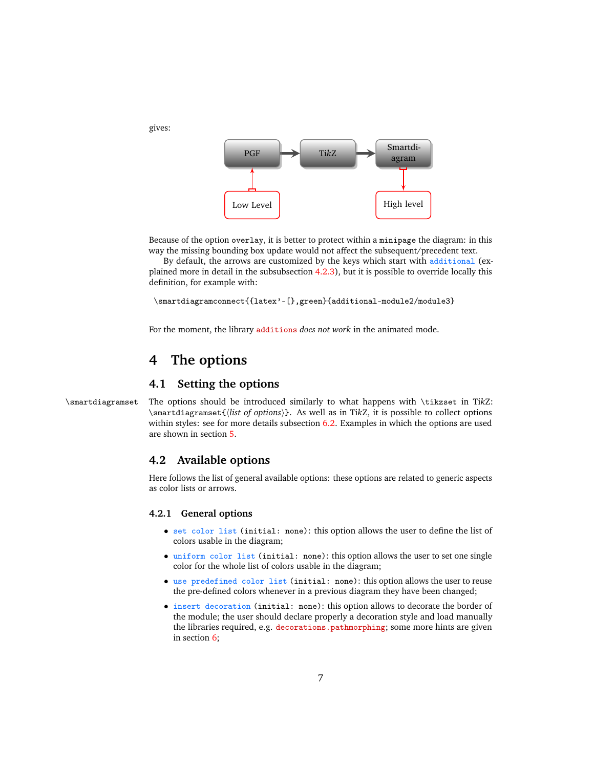gives:

Because of the option `overlay`, it is better to protect within a `minipage` the diagram: in this way the missing bounding box update would not affect the subsequent/precedent text.

By default, the arrows are customized by the keys which start with `additional` (explained more in detail in the subsubsection 4.2.3), but it is possible to override locally this definition, for example with:

```
\smartdiagramconnect{{latex'-[},green}{additional-module2/module3}
```

For the moment, the library `additions` *does not work* in the animated mode.

# 4 The options

## 4.1 Setting the options

`\smartdiagramset` The options should be introduced similarly to what happens with `\tikzset` in TikZ: `\smartdiagramset{⟨list of options⟩}`. As well as in TikZ, it is possible to collect options within styles: see for more details subsection 6.2. Examples in which the options are used are shown in section 5.

## 4.2 Available options

Here follows the list of general available options: these options are related to generic aspects as color lists or arrows.

### 4.2.1 General options

- `set color list` (`initial: none`): this option allows the user to define the list of colors usable in the diagram;
- `uniform color list` (`initial: none`): this option allows the user to set one single color for the whole list of colors usable in the diagram;
- `use predefined color list` (`initial: none`): this option allows the user to reuse the pre-defined colors whenever in a previous diagram they have been changed;
- `insert decoration` (`initial: none`): this option allows to decorate the border of the module; the user should declare properly a decoration style and load manually the libraries required, e.g. `decorations.pathmorphing`; some more hints are given in section 6;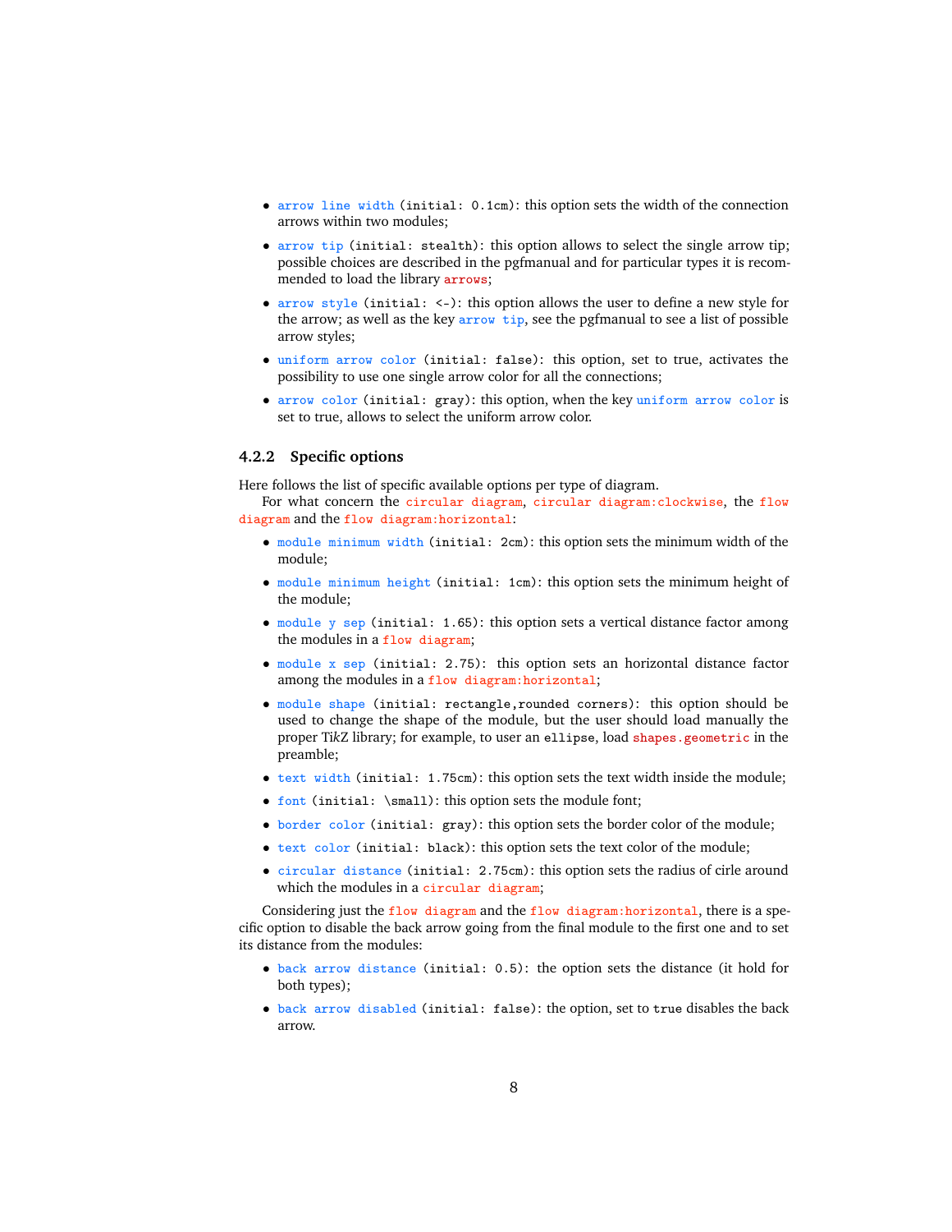- `arrow line width` (`initial: 0.1cm`): this option sets the width of the connection arrows within two modules;
- `arrow tip` (`initial: stealth`): this option allows to select the single arrow tip; possible choices are described in the pgfmanual and for particular types it is recommended to load the library `arrows`;
- `arrow style` (`initial: <-`): this option allows the user to define a new style for the arrow; as well as the key `arrow tip`, see the pgfmanual to see a list of possible arrow styles;
- `uniform arrow color` (`initial: false`): this option, set to true, activates the possibility to use one single arrow color for all the connections;
- `arrow color` (`initial: gray`): this option, when the key `uniform arrow color` is set to true, allows to select the uniform arrow color.

### 4.2.2 Specific options

Here follows the list of specific available options per type of diagram.

For what concern the `circular diagram`, `circular diagram:clockwise`, the `flow diagram` and the `flow diagram:horizontal`:

- `module minimum width` (`initial: 2cm`): this option sets the minimum width of the module;
- `module minimum height` (`initial: 1cm`): this option sets the minimum height of the module;
- `module y sep` (`initial: 1.65`): this option sets a vertical distance factor among the modules in a `flow diagram`;
- `module x sep` (`initial: 2.75`): this option sets an horizontal distance factor among the modules in a `flow diagram:horizontal`;
- `module shape` (`initial: rectangle,rounded corners`): this option should be used to change the shape of the module, but the user should load manually the proper Ti*k*Z library; for example, to user an `ellipse`, load `shapes.geometric` in the preamble;
- `text width` (`initial: 1.75cm`): this option sets the text width inside the module;
- `font` (`initial: \small`): this option sets the module font;
- `border color` (`initial: gray`): this option sets the border color of the module;
- `text color` (`initial: black`): this option sets the text color of the module;
- `circular distance` (`initial: 2.75cm`): this option sets the radius of cirle around which the modules in a `circular diagram`;

Considering just the `flow diagram` and the `flow diagram:horizontal`, there is a specific option to disable the back arrow going from the final module to the first one and to set its distance from the modules:

- `back arrow distance` (`initial: 0.5`): the option sets the distance (it hold for both types);
- `back arrow disabled` (`initial: false`): the option, set to `true` disables the back arrow.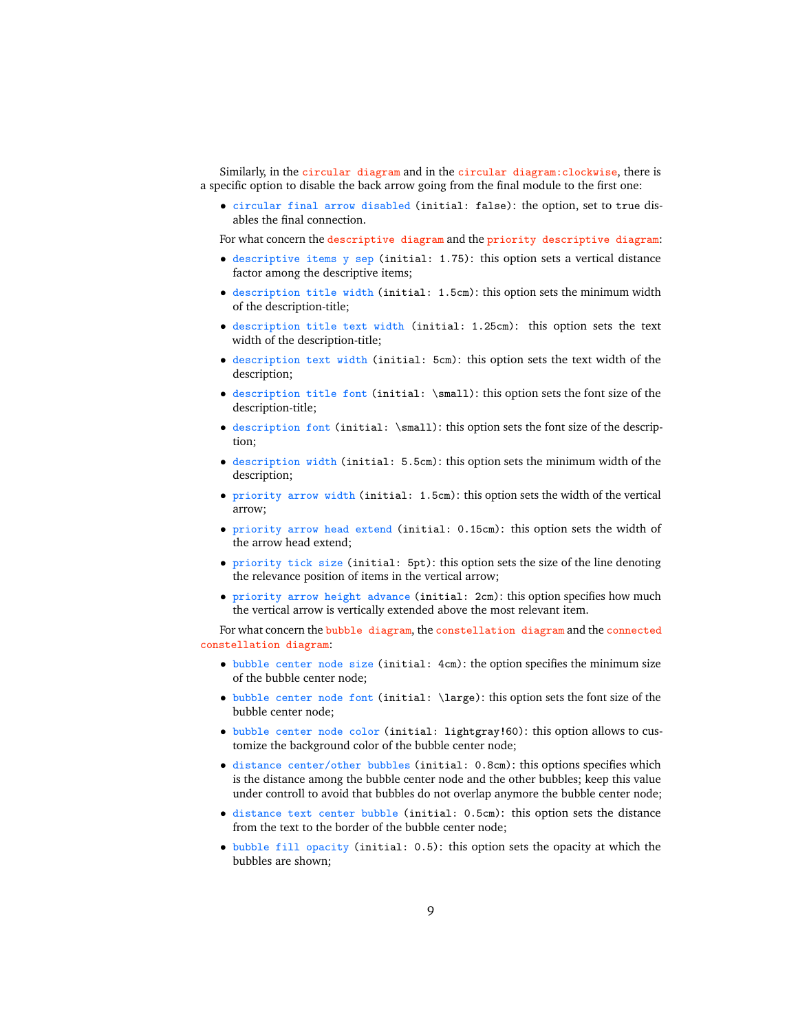Similarly, in the `circular diagram` and in the `circular diagram:clockwise`, there is a specific option to disable the back arrow going from the final module to the first one:

- `circular final arrow disabled` (`initial: false`): the option, set to `true` disables the final connection.

For what concern the `descriptive diagram` and the `priority descriptive diagram`:

- `descriptive items y sep` (`initial: 1.75`): this option sets a vertical distance factor among the descriptive items;
- `description title width` (`initial: 1.5cm`): this option sets the minimum width of the description-title;
- `description title text width` (`initial: 1.25cm`): this option sets the text width of the description-title;
- `description text width` (`initial: 5cm`): this option sets the text width of the description;
- `description title font` (`initial: \small`): this option sets the font size of the description-title;
- `description font` (`initial: \small`): this option sets the font size of the description;
- `description width` (`initial: 5.5cm`): this option sets the minimum width of the description;
- `priority arrow width` (`initial: 1.5cm`): this option sets the width of the vertical arrow;
- `priority arrow head extend` (`initial: 0.15cm`): this option sets the width of the arrow head extend;
- `priority tick size` (`initial: 5pt`): this option sets the size of the line denoting the relevance position of items in the vertical arrow;
- `priority arrow height advance` (`initial: 2cm`): this option specifies how much the vertical arrow is vertically extended above the most relevant item.

For what concern the `bubble diagram`, the `constellation diagram` and the `connected constellation diagram`:

- `bubble center node size` (`initial: 4cm`): the option specifies the minimum size of the bubble center node;
- `bubble center node font` (`initial: \large`): this option sets the font size of the bubble center node;
- `bubble center node color` (`initial: lightgray!60`): this option allows to customize the background color of the bubble center node;
- `distance center/other bubbles` (`initial: 0.8cm`): this options specifies which is the distance among the bubble center node and the other bubbles; keep this value under controll to avoid that bubbles do not overlap anymore the bubble center node;
- `distance text center bubble` (`initial: 0.5cm`): this option sets the distance from the text to the border of the bubble center node;
- `bubble fill opacity` (`initial: 0.5`): this option sets the opacity at which the bubbles are shown;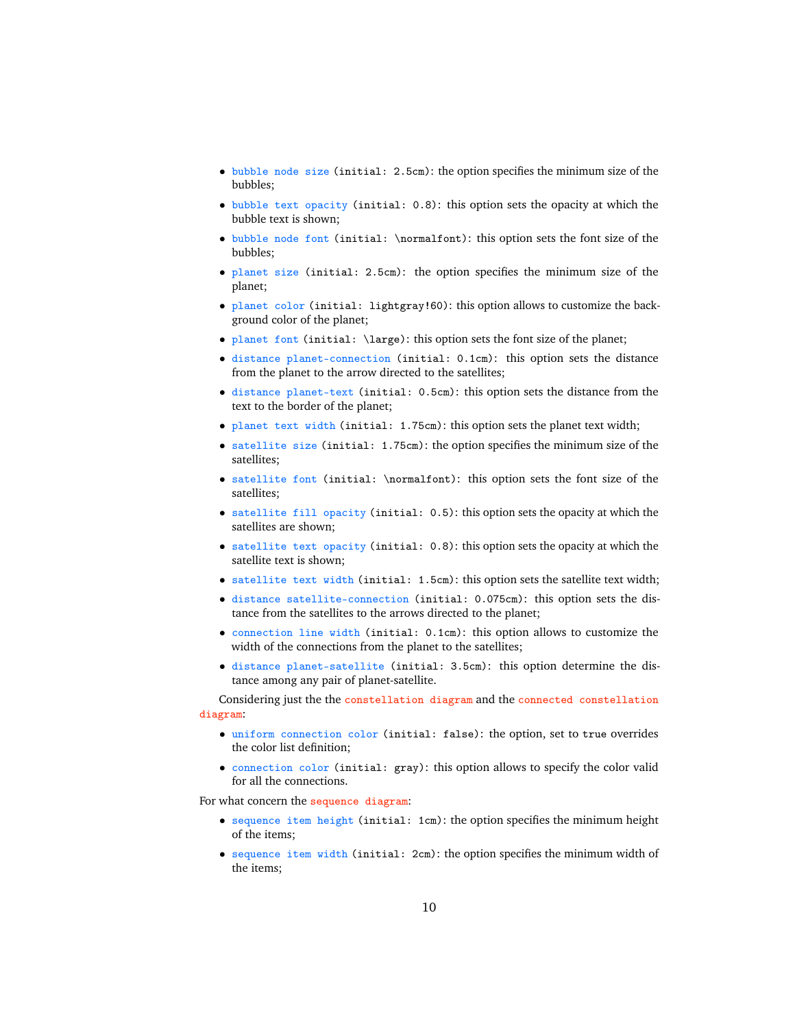- `bubble node size` (`initial: 2.5cm`): the option specifies the minimum size of the bubbles;
- `bubble text opacity` (`initial: 0.8`): this option sets the opacity at which the bubble text is shown;
- `bubble node font` (`initial: \normalfont`): this option sets the font size of the bubbles;
- `planet size` (`initial: 2.5cm`): the option specifies the minimum size of the planet;
- `planet color` (`initial: lightgray!60`): this option allows to customize the background color of the planet;
- `planet font` (`initial: \large`): this option sets the font size of the planet;
- `distance planet-connection` (`initial: 0.1cm`): this option sets the distance from the planet to the arrow directed to the satellites;
- `distance planet-text` (`initial: 0.5cm`): this option sets the distance from the text to the border of the planet;
- `planet text width` (`initial: 1.75cm`): this option sets the planet text width;
- `satellite size` (`initial: 1.75cm`): the option specifies the minimum size of the satellites;
- `satellite font` (`initial: \normalfont`): this option sets the font size of the satellites;
- `satellite fill opacity` (`initial: 0.5`): this option sets the opacity at which the satellites are shown;
- `satellite text opacity` (`initial: 0.8`): this option sets the opacity at which the satellite text is shown;
- `satellite text width` (`initial: 1.5cm`): this option sets the satellite text width;
- `distance satellite-connection` (`initial: 0.075cm`): this option sets the distance from the satellites to the arrows directed to the planet;
- `connection line width` (`initial: 0.1cm`): this option allows to customize the width of the connections from the planet to the satellites;
- `distance planet-satellite` (`initial: 3.5cm`): this option determine the distance among any pair of planet-satellite.

Considering just the the `constellation diagram` and the `connected constellation diagram`:

- `uniform connection color` (`initial: false`): the option, set to `true` overrides the color list definition;
- `connection color` (`initial: gray`): this option allows to specify the color valid for all the connections.

For what concern the `sequence diagram`:

- `sequence item height` (`initial: 1cm`): the option specifies the minimum height of the items;
- `sequence item width` (`initial: 2cm`): the option specifies the minimum width of the items;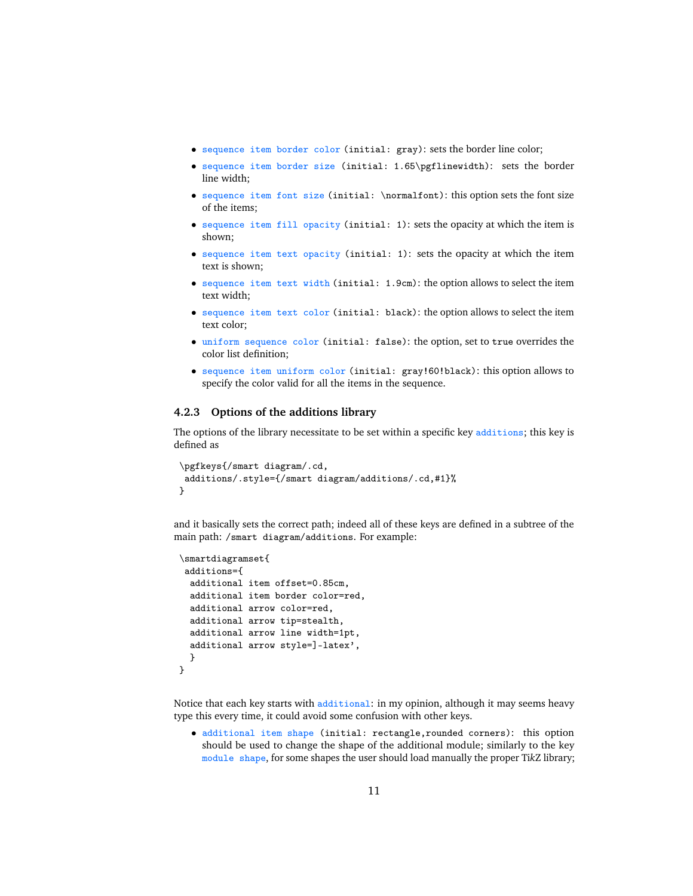- `sequence item border color` (`initial: gray`): sets the border line color;
- `sequence item border size` (`initial: 1.65\pgflinewidth`): sets the border line width;
- `sequence item font size` (`initial: \normalfont`): this option sets the font size of the items;
- `sequence item fill opacity` (`initial: 1`): sets the opacity at which the item is shown;
- `sequence item text opacity` (`initial: 1`): sets the opacity at which the item text is shown;
- `sequence item text width` (`initial: 1.9cm`): the option allows to select the item text width;
- `sequence item text color` (`initial: black`): the option allows to select the item text color;
- `uniform sequence color` (`initial: false`): the option, set to `true` overrides the color list definition;
- `sequence item uniform color` (`initial: gray!60!black`): this option allows to specify the color valid for all the items in the sequence.

### 4.2.3 Options of the additions library

The options of the library necessitate to be set within a specific key `additions`; this key is defined as

```
\pgfkeys{/smart diagram/.cd,
 additions/.style={/smart diagram/additions/.cd,#1}%
}
```

and it basically sets the correct path; indeed all of these keys are defined in a subtree of the main path: `/smart diagram/additions`. For example:

```
\smartdiagramset{
 additions={
  additional item offset=0.85cm,
  additional item border color=red,
  additional arrow color=red,
  additional arrow tip=stealth,
  additional arrow line width=1pt,
  additional arrow style=]-latex',
  }
}
```

Notice that each key starts with `additional`: in my opinion, although it may seems heavy type this every time, it could avoid some confusion with other keys.

- `additional item shape` (`initial: rectangle,rounded corners`): this option should be used to change the shape of the additional module; similarly to the key `module shape`, for some shapes the user should load manually the proper Ti*k*Z library;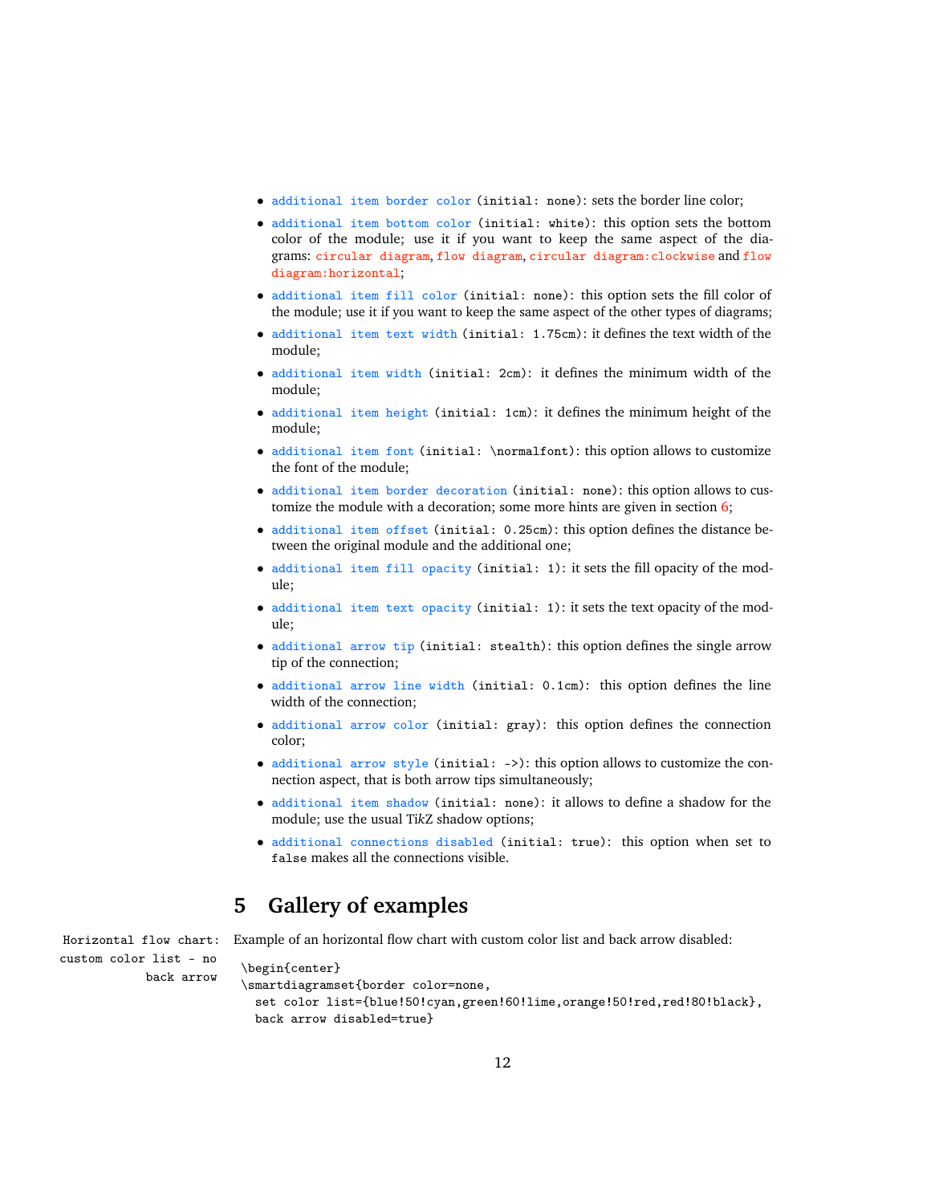- `additional item border color` (`initial: none`): sets the border line color;
- `additional item bottom color` (`initial: white`): this option sets the bottom color of the module; use it if you want to keep the same aspect of the diagrams: `circular diagram`, `flow diagram`, `circular diagram:clockwise` and `flow diagram:horizontal`;
- `additional item fill color` (`initial: none`): this option sets the fill color of the module; use it if you want to keep the same aspect of the other types of diagrams;
- `additional item text width` (`initial: 1.75cm`): it defines the text width of the module;
- `additional item width` (`initial: 2cm`): it defines the minimum width of the module;
- `additional item height` (`initial: 1cm`): it defines the minimum height of the module;
- `additional item font` (`initial: \normalfont`): this option allows to customize the font of the module;
- `additional item border decoration` (`initial: none`): this option allows to customize the module with a decoration; some more hints are given in section 6;
- `additional item offset` (`initial: 0.25cm`): this option defines the distance between the original module and the additional one;
- `additional item fill opacity` (`initial: 1`): it sets the fill opacity of the module;
- `additional item text opacity` (`initial: 1`): it sets the text opacity of the module;
- `additional arrow tip` (`initial: stealth`): this option defines the single arrow tip of the connection;
- `additional arrow line width` (`initial: 0.1cm`): this option defines the line width of the connection;
- `additional arrow color` (`initial: gray`): this option defines the connection color;
- `additional arrow style` (`initial: ->`): this option allows to customize the connection aspect, that is both arrow tips simultaneously;
- `additional item shadow` (`initial: none`): it allows to define a shadow for the module; use the usual Ti*k*Z shadow options;
- `additional connections disabled` (`initial: true`): this option when set to `false` makes all the connections visible.

# 5 Gallery of examples

`Horizontal flow chart: custom color list - no back arrow`

Example of an horizontal flow chart with custom color list and back arrow disabled:

```
\begin{center}
\smartdiagramset{border color=none,
  set color list={blue!50!cyan,green!60!lime,orange!50!red,red!80!black},
  back arrow disabled=true}
```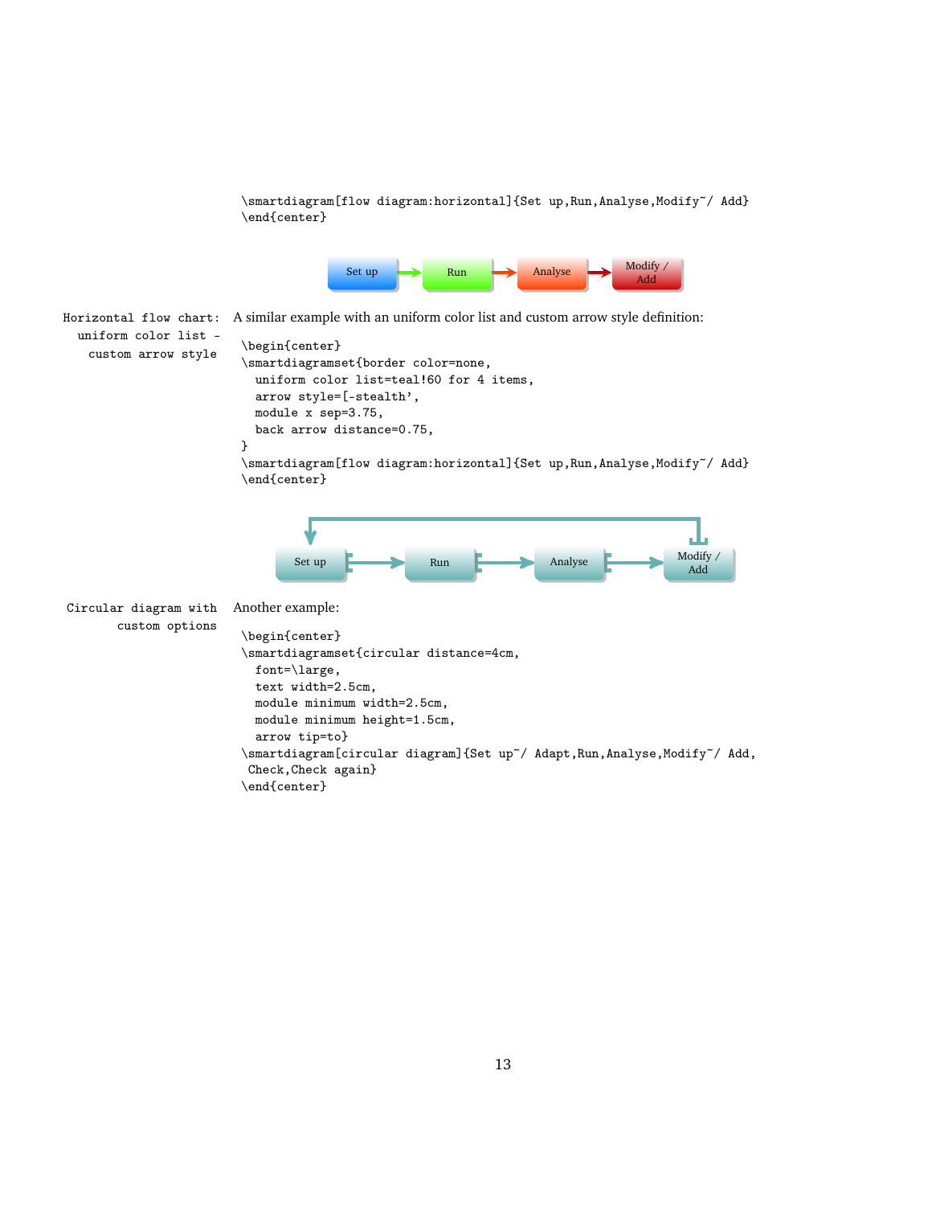```
\smartdiagram[flow diagram:horizontal]{Set up,Run,Analyse,Modify~/ Add}
\end{center}
```

Set up | Run | Analyse | Modify / Add

Horizontal flow chart: uniform color list - custom arrow style

A similar example with an uniform color list and custom arrow style definition:

```
\begin{center}
\smartdiagramset{border color=none,
  uniform color list=teal!60 for 4 items,
  arrow style=[-stealth',
  module x sep=3.75,
  back arrow distance=0.75,
}
\smartdiagram[flow diagram:horizontal]{Set up,Run,Analyse,Modify~/ Add}
\end{center}
```

Set up | Run | Analyse | Modify / Add

Circular diagram with custom options

Another example:

```
\begin{center}
\smartdiagramset{circular distance=4cm,
  font=\large,
  text width=2.5cm,
  module minimum width=2.5cm,
  module minimum height=1.5cm,
  arrow tip=to}
\smartdiagram[circular diagram]{Set up~/ Adapt,Run,Analyse,Modify~/ Add,
 Check,Check again}
\end{center}
```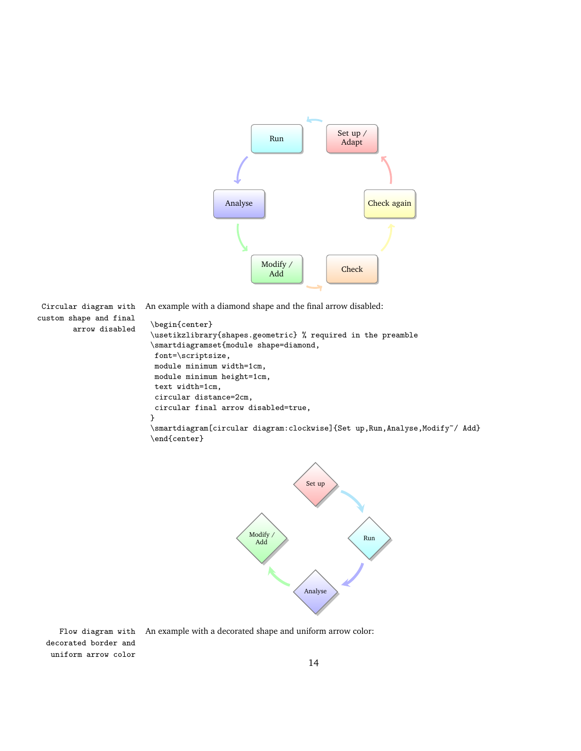Circular diagram with custom shape and final arrow disabled

An example with a diamond shape and the final arrow disabled:

```
\begin{center}
\usetikzlibrary{shapes.geometric} % required in the preamble
\smartdiagramset{module shape=diamond,
 font=\scriptsize,
 module minimum width=1cm,
 module minimum height=1cm,
 text width=1cm,
 circular distance=2cm,
 circular final arrow disabled=true,
}
\smartdiagram[circular diagram:clockwise]{Set up,Run,Analyse,Modify~/ Add}
\end{center}
```

Flow diagram with decorated border and uniform arrow color

An example with a decorated shape and uniform arrow color: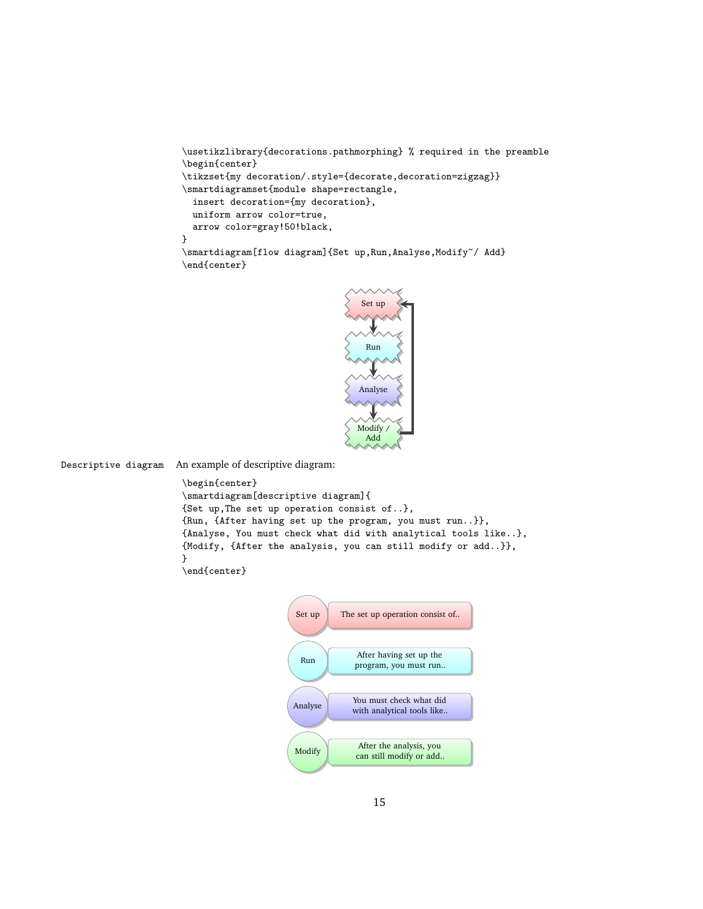```
\usetikzlibrary{decorations.pathmorphing} % required in the preamble
\begin{center}
\tikzset{my decoration/.style={decorate,decoration=zigzag}}
\smartdiagramset{module shape=rectangle,
  insert decoration={my decoration},
  uniform arrow color=true,
  arrow color=gray!50!black,
}
\smartdiagram[flow diagram]{Set up,Run,Analyse,Modify~/ Add}
\end{center}
```

Set up

Run

Analyse

Modify / Add

`Descriptive diagram` An example of descriptive diagram:

```
\begin{center}
\smartdiagram[descriptive diagram]{
{Set up,The set up operation consist of..},
{Run, {After having set up the program, you must run..}},
{Analyse, You must check what did with analytical tools like..},
{Modify, {After the analysis, you can still modify or add..}},
}
\end{center}
```

| | |
|---|---|
| Set up | The set up operation consist of.. |
| Run | After having set up the program, you must run.. |
| Analyse | You must check what did with analytical tools like.. |
| Modify | After the analysis, you can still modify or add.. |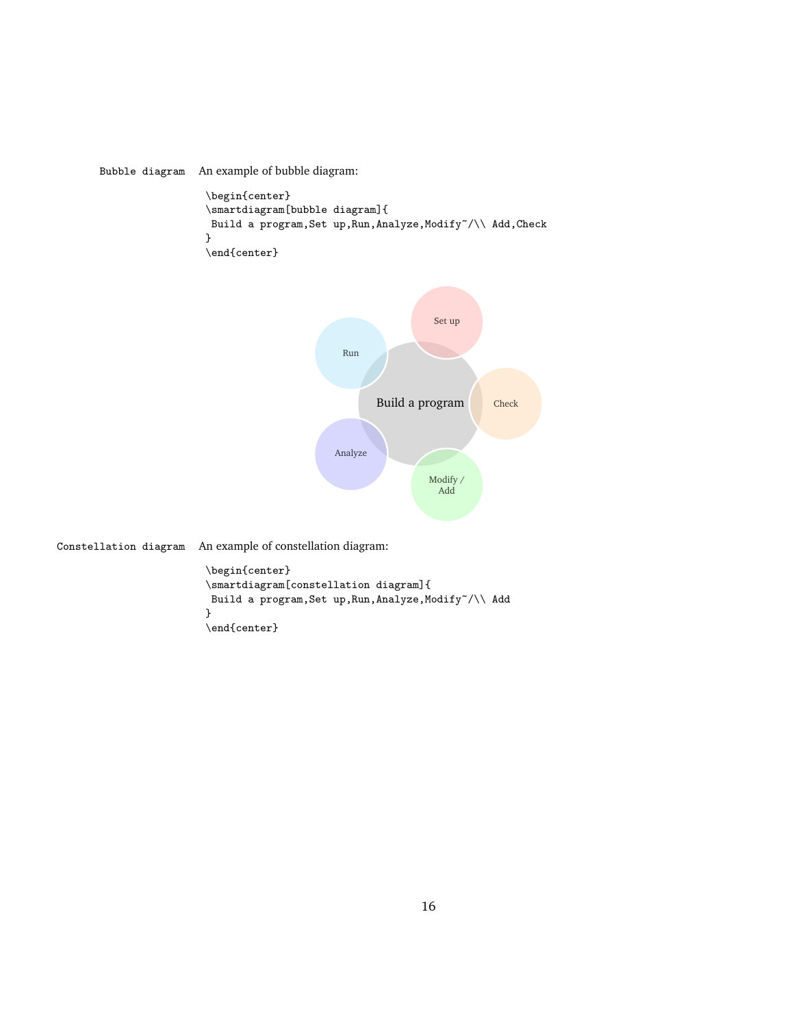Bubble diagram An example of bubble diagram:

```
\begin{center}
\smartdiagram[bubble diagram]{
 Build a program,Set up,Run,Analyze,Modify~/\\ Add,Check
}
\end{center}
```

Constellation diagram An example of constellation diagram:

```
\begin{center}
\smartdiagram[constellation diagram]{
 Build a program,Set up,Run,Analyze,Modify~/\\ Add
}
\end{center}
```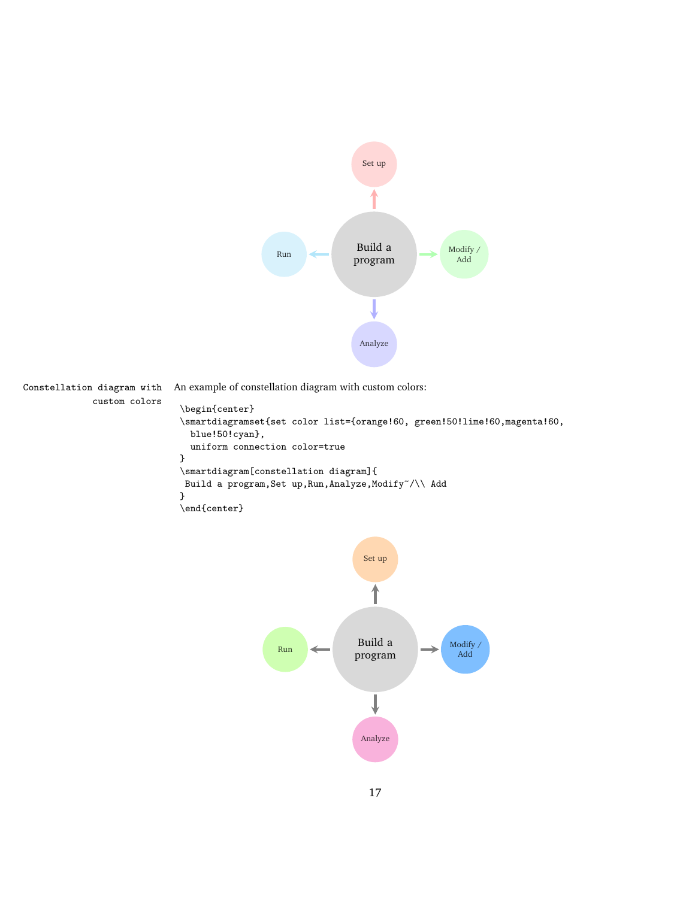Constellation diagram with custom colors

An example of constellation diagram with custom colors:

```
\begin{center}
\smartdiagramset{set color list={orange!60, green!50!lime!60,magenta!60,
  blue!50!cyan},
  uniform connection color=true
}
\smartdiagram[constellation diagram]{
 Build a program,Set up,Run,Analyze,Modify~/\\ Add
}
\end{center}
```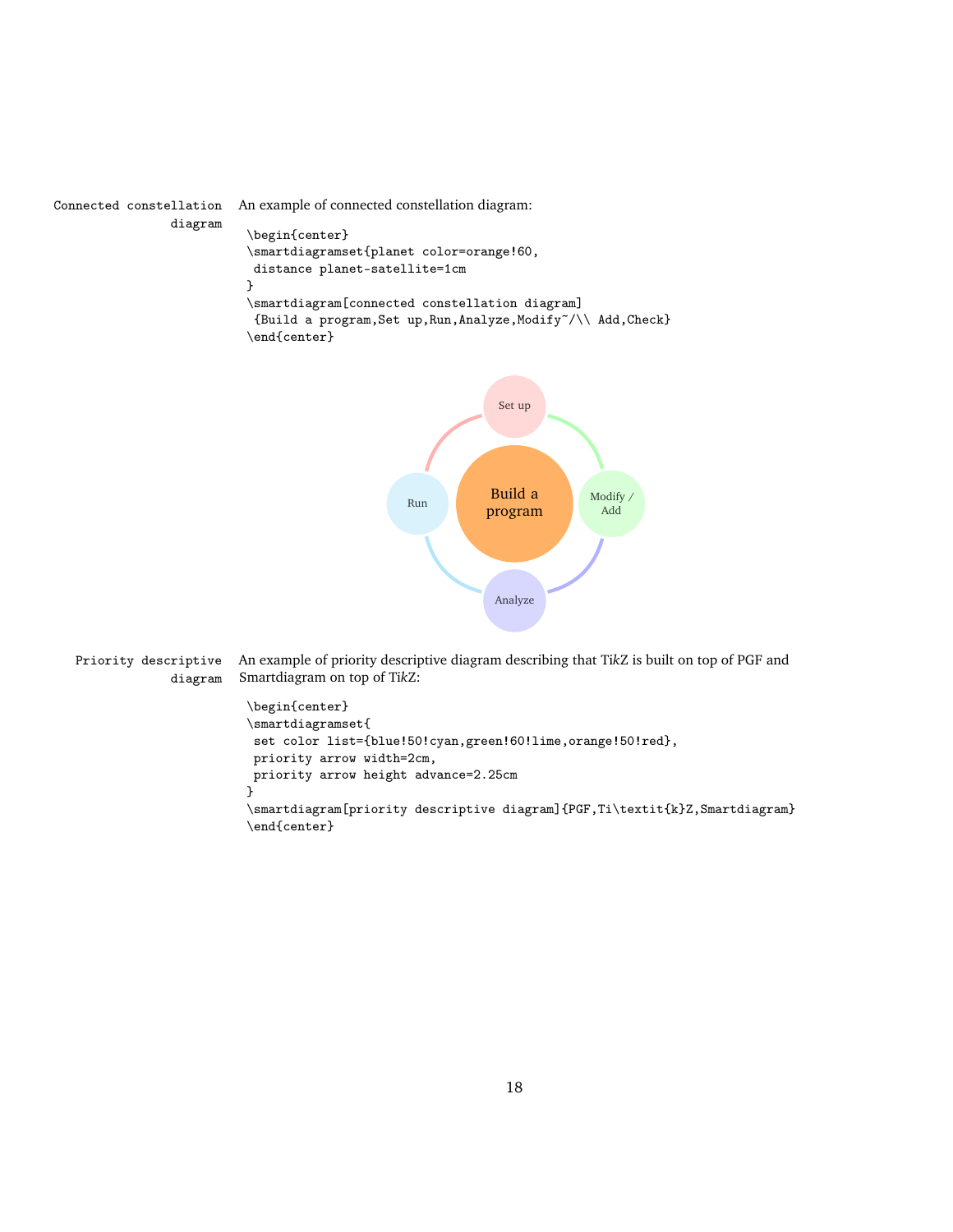Connected constellation diagram

An example of connected constellation diagram:

```
\begin{center}
\smartdiagramset{planet color=orange!60,
 distance planet-satellite=1cm
}
\smartdiagram[connected constellation diagram]
 {Build a program,Set up,Run,Analyze,Modify~/\\ Add,Check}
\end{center}
```

Set up

Run

Build a program

Modify / Add

Analyze

Priority descriptive diagram

An example of priority descriptive diagram describing that Ti*k*Z is built on top of PGF and Smartdiagram on top of Ti*k*Z:

```
\begin{center}
\smartdiagramset{
 set color list={blue!50!cyan,green!60!lime,orange!50!red},
 priority arrow width=2cm,
 priority arrow height advance=2.25cm
}
\smartdiagram[priority descriptive diagram]{PGF,Ti\textit{k}Z,Smartdiagram}
\end{center}
```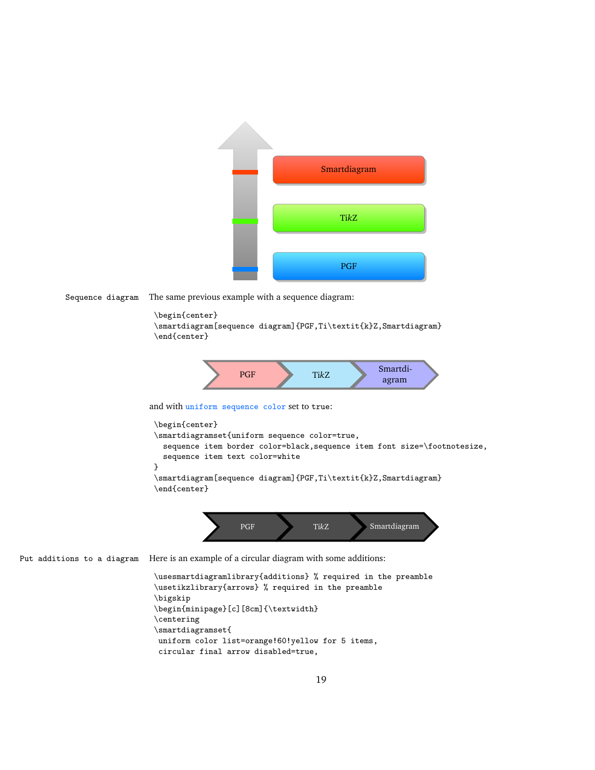Sequence diagram The same previous example with a sequence diagram:

```
\begin{center}
\smartdiagram[sequence diagram]{PGF,Ti\textit{k}Z,Smartdiagram}
\end{center}
```

and with uniform sequence color set to true:

```
\begin{center}
\smartdiagramset{uniform sequence color=true,
  sequence item border color=black,sequence item font size=\footnotesize,
  sequence item text color=white
}
\smartdiagram[sequence diagram]{PGF,Ti\textit{k}Z,Smartdiagram}
\end{center}
```

Put additions to a diagram Here is an example of a circular diagram with some additions:

```
\usesmartdiagramlibrary{additions} % required in the preamble
\usetikzlibrary{arrows} % required in the preamble
\bigskip
\begin{minipage}[c][8cm]{\textwidth}
\centering
\smartdiagramset{
 uniform color list=orange!60!yellow for 5 items,
 circular final arrow disabled=true,
```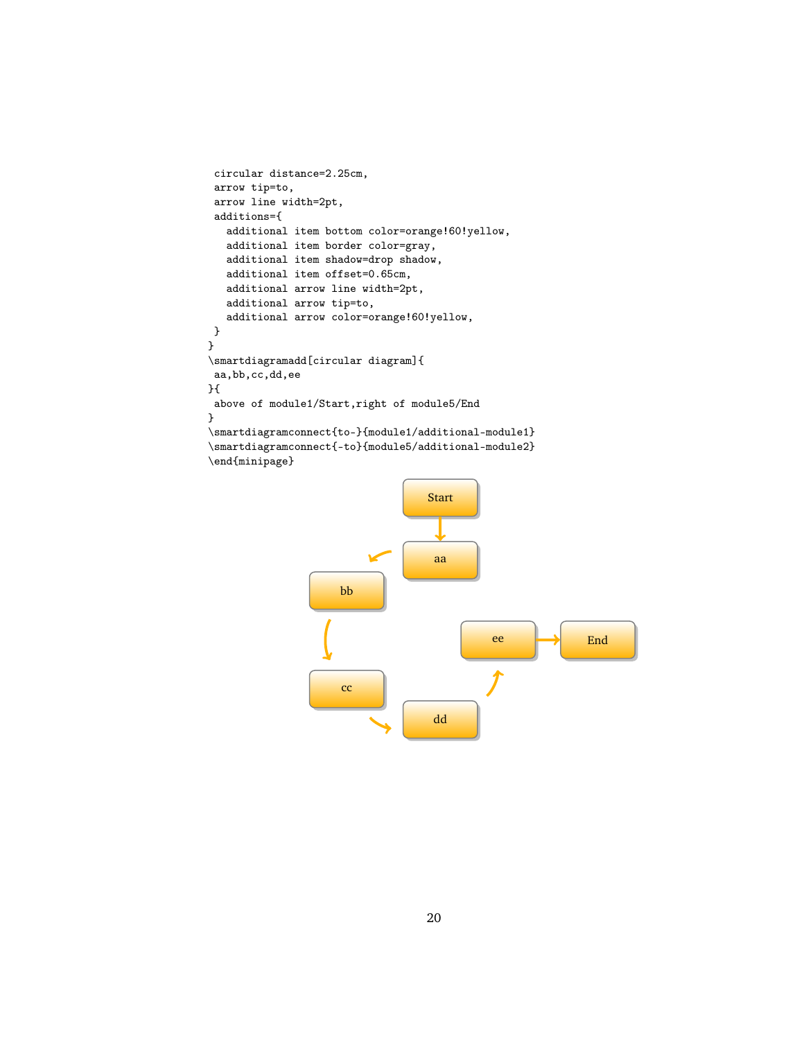```
 circular distance=2.25cm,
 arrow tip=to,
 arrow line width=2pt,
 additions={
   additional item bottom color=orange!60!yellow,
   additional item border color=gray,
   additional item shadow=drop shadow,
   additional item offset=0.65cm,
   additional arrow line width=2pt,
   additional arrow tip=to,
   additional arrow color=orange!60!yellow,
 }
}
\smartdiagramadd[circular diagram]{
 aa,bb,cc,dd,ee
}{
 above of module1/Start,right of module5/End
}
\smartdiagramconnect{to-}{module1/additional-module1}
\smartdiagramconnect{-to}{module5/additional-module2}
\end{minipage}
```

Start

aa

bb

cc

dd

ee

End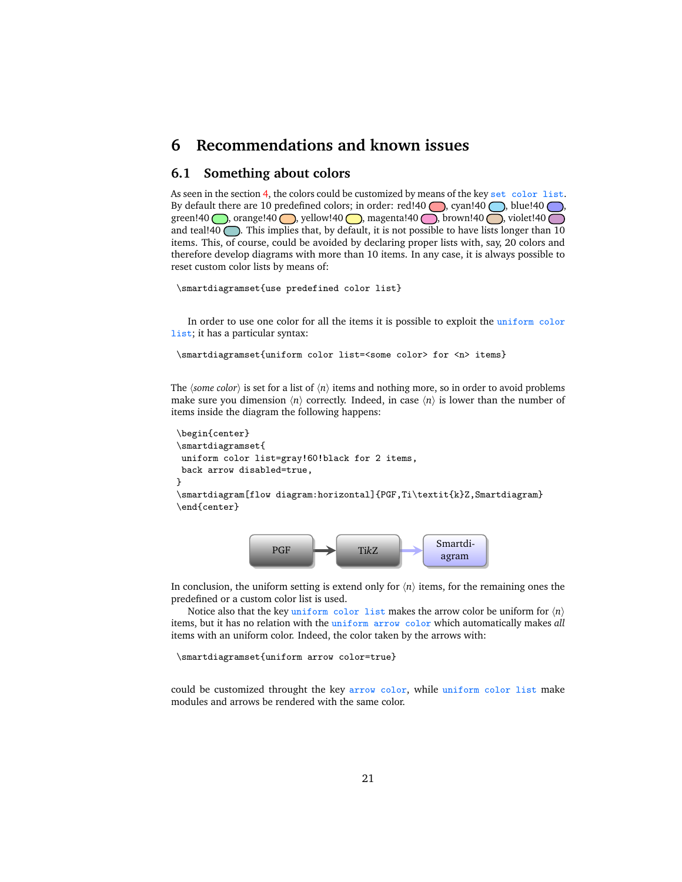# 6 Recommendations and known issues

## 6.1 Something about colors

As seen in the section 4, the colors could be customized by means of the key `set color list`. By default there are 10 predefined colors; in order: red!40, cyan!40, blue!40, green!40, orange!40, yellow!40, magenta!40, brown!40, violet!40 and teal!40. This implies that, by default, it is not possible to have lists longer than 10 items. This, of course, could be avoided by declaring proper lists with, say, 20 colors and therefore develop diagrams with more than 10 items. In any case, it is always possible to reset custom color lists by means of:

```
\smartdiagramset{use predefined color list}
```

In order to use one color for all the items it is possible to exploit the `uniform color list`; it has a particular syntax:

```
\smartdiagramset{uniform color list=<some color> for <n> items}
```

The ⟨*some color*⟩ is set for a list of ⟨*n*⟩ items and nothing more, so in order to avoid problems make sure you dimension ⟨*n*⟩ correctly. Indeed, in case ⟨*n*⟩ is lower than the number of items inside the diagram the following happens:

```
\begin{center}
\smartdiagramset{
 uniform color list=gray!60!black for 2 items,
 back arrow disabled=true,
}
\smartdiagram[flow diagram:horizontal]{PGF,Ti\textit{k}Z,Smartdiagram}
\end{center}
```

PGF → TikZ → Smartdiagram

In conclusion, the uniform setting is extend only for ⟨*n*⟩ items, for the remaining ones the predefined or a custom color list is used.

Notice also that the key `uniform color list` makes the arrow color be uniform for ⟨*n*⟩ items, but it has no relation with the `uniform arrow color` which automatically makes *all* items with an uniform color. Indeed, the color taken by the arrows with:

```
\smartdiagramset{uniform arrow color=true}
```

could be customized throught the key `arrow color`, while `uniform color list` make modules and arrows be rendered with the same color.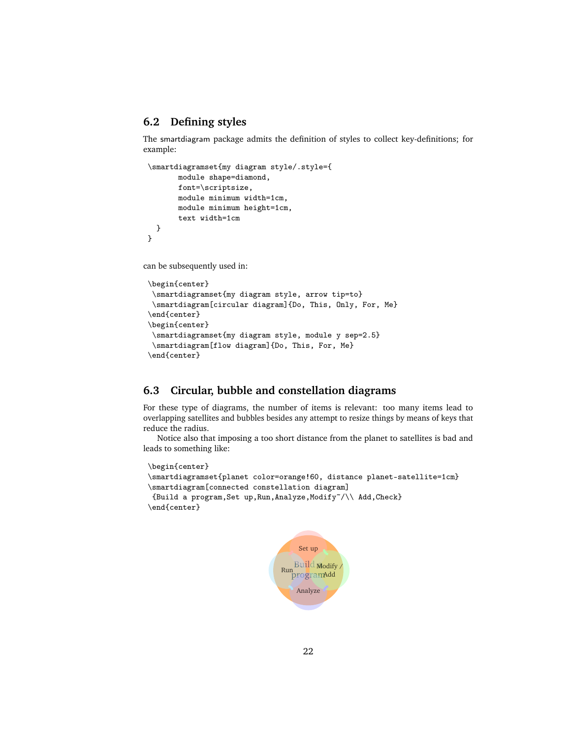## 6.2 Defining styles

The smartdiagram package admits the definition of styles to collect key-definitions; for example:

```
\smartdiagramset{my diagram style/.style={
       module shape=diamond,
       font=\scriptsize,
       module minimum width=1cm,
       module minimum height=1cm,
       text width=1cm
  }
}
```

can be subsequently used in:

```
\begin{center}
 \smartdiagramset{my diagram style, arrow tip=to}
 \smartdiagram[circular diagram]{Do, This, Only, For, Me}
\end{center}
\begin{center}
 \smartdiagramset{my diagram style, module y sep=2.5}
 \smartdiagram[flow diagram]{Do, This, For, Me}
\end{center}
```

## 6.3 Circular, bubble and constellation diagrams

For these type of diagrams, the number of items is relevant: too many items lead to overlapping satellites and bubbles besides any attempt to resize things by means of keys that reduce the radius.

Notice also that imposing a too short distance from the planet to satellites is bad and leads to something like:

```
\begin{center}
\smartdiagramset{planet color=orange!60, distance planet-satellite=1cm}
\smartdiagram[connected constellation diagram]
 {Build a program,Set up,Run,Analyze,Modify~/\\ Add,Check}
\end{center}
```

Set up
Run
Build a program
Modify / Add
Analyze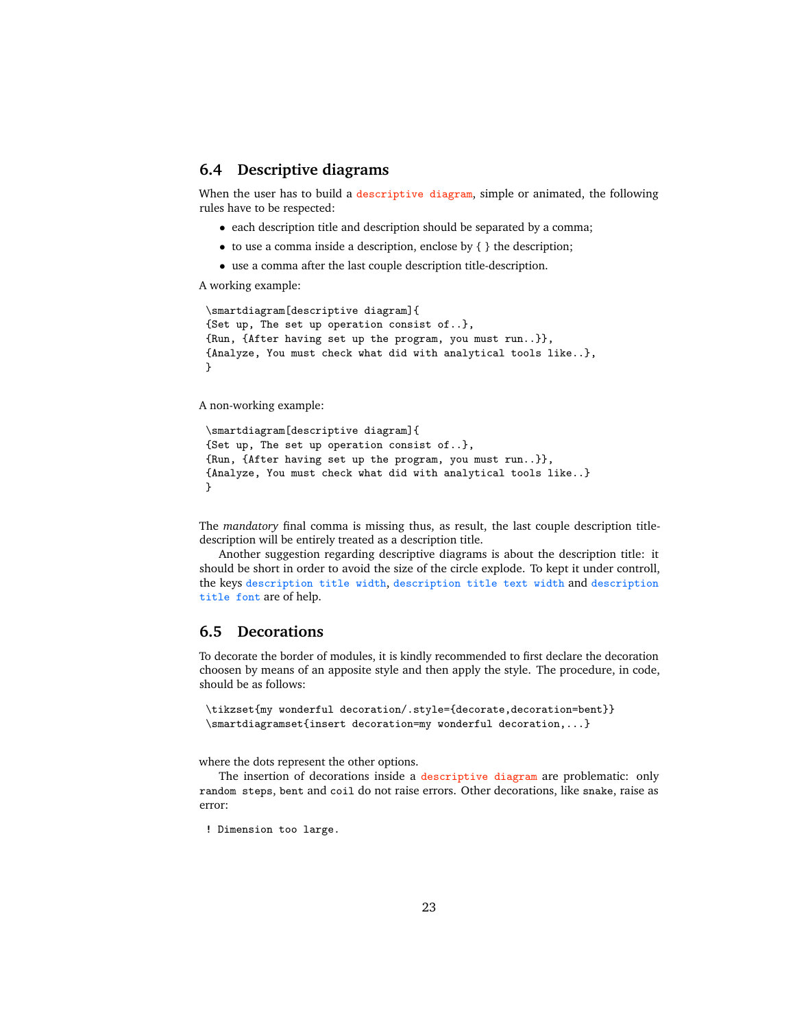## 6.4 Descriptive diagrams

When the user has to build a `descriptive diagram`, simple or animated, the following rules have to be respected:

- each description title and description should be separated by a comma;
- to use a comma inside a description, enclose by { } the description;
- use a comma after the last couple description title-description.

A working example:

```
\smartdiagram[descriptive diagram]{
{Set up, The set up operation consist of..},
{Run, {After having set up the program, you must run..}},
{Analyze, You must check what did with analytical tools like..},
}
```

A non-working example:

```
\smartdiagram[descriptive diagram]{
{Set up, The set up operation consist of..},
{Run, {After having set up the program, you must run..}},
{Analyze, You must check what did with analytical tools like..}
}
```

The *mandatory* final comma is missing thus, as result, the last couple description title-description will be entirely treated as a description title.

Another suggestion regarding descriptive diagrams is about the description title: it should be short in order to avoid the size of the circle explode. To kept it under controll, the keys `description title width`, `description title text width` and `description title font` are of help.

## 6.5 Decorations

To decorate the border of modules, it is kindly recommended to first declare the decoration choosen by means of an apposite style and then apply the style. The procedure, in code, should be as follows:

```
\tikzset{my wonderful decoration/.style={decorate,decoration=bent}}
\smartdiagramset{insert decoration=my wonderful decoration,...}
```

where the dots represent the other options.

The insertion of decorations inside a `descriptive diagram` are problematic: only `random steps`, `bent` and `coil` do not raise errors. Other decorations, like `snake`, raise as error:

```
! Dimension too large.
```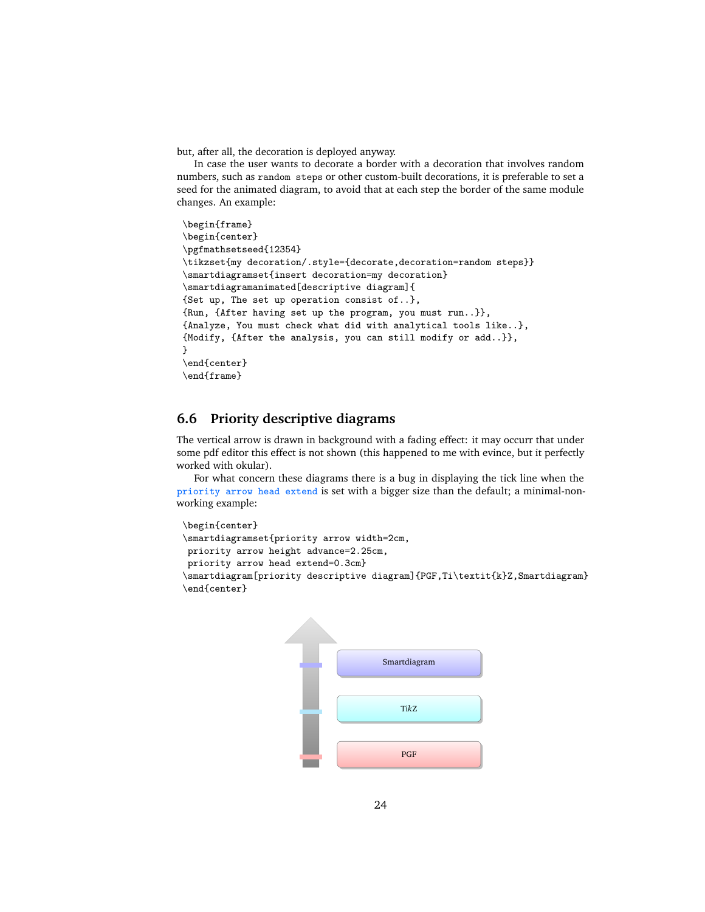but, after all, the decoration is deployed anyway.

In case the user wants to decorate a border with a decoration that involves random numbers, such as `random steps` or other custom-built decorations, it is preferable to set a seed for the animated diagram, to avoid that at each step the border of the same module changes. An example:

```
\begin{frame}
\begin{center}
\pgfmathsetseed{12354}
\tikzset{my decoration/.style={decorate,decoration=random steps}}
\smartdiagramset{insert decoration=my decoration}
\smartdiagramanimated[descriptive diagram]{
{Set up, The set up operation consist of..},
{Run, {After having set up the program, you must run..}},
{Analyze, You must check what did with analytical tools like..},
{Modify, {After the analysis, you can still modify or add..}},
}
\end{center}
\end{frame}
```

## 6.6 Priority descriptive diagrams

The vertical arrow is drawn in background with a fading effect: it may occurr that under some pdf editor this effect is not shown (this happened to me with evince, but it perfectly worked with okular).

For what concern these diagrams there is a bug in displaying the tick line when the `priority arrow head extend` is set with a bigger size than the default; a minimal-non-working example:

```
\begin{center}
\smartdiagramset{priority arrow width=2cm,
 priority arrow height advance=2.25cm,
 priority arrow head extend=0.3cm}
\smartdiagram[priority descriptive diagram]{PGF,Ti\textit{k}Z,Smartdiagram}
\end{center}
```

Smartdiagram

TikZ

PGF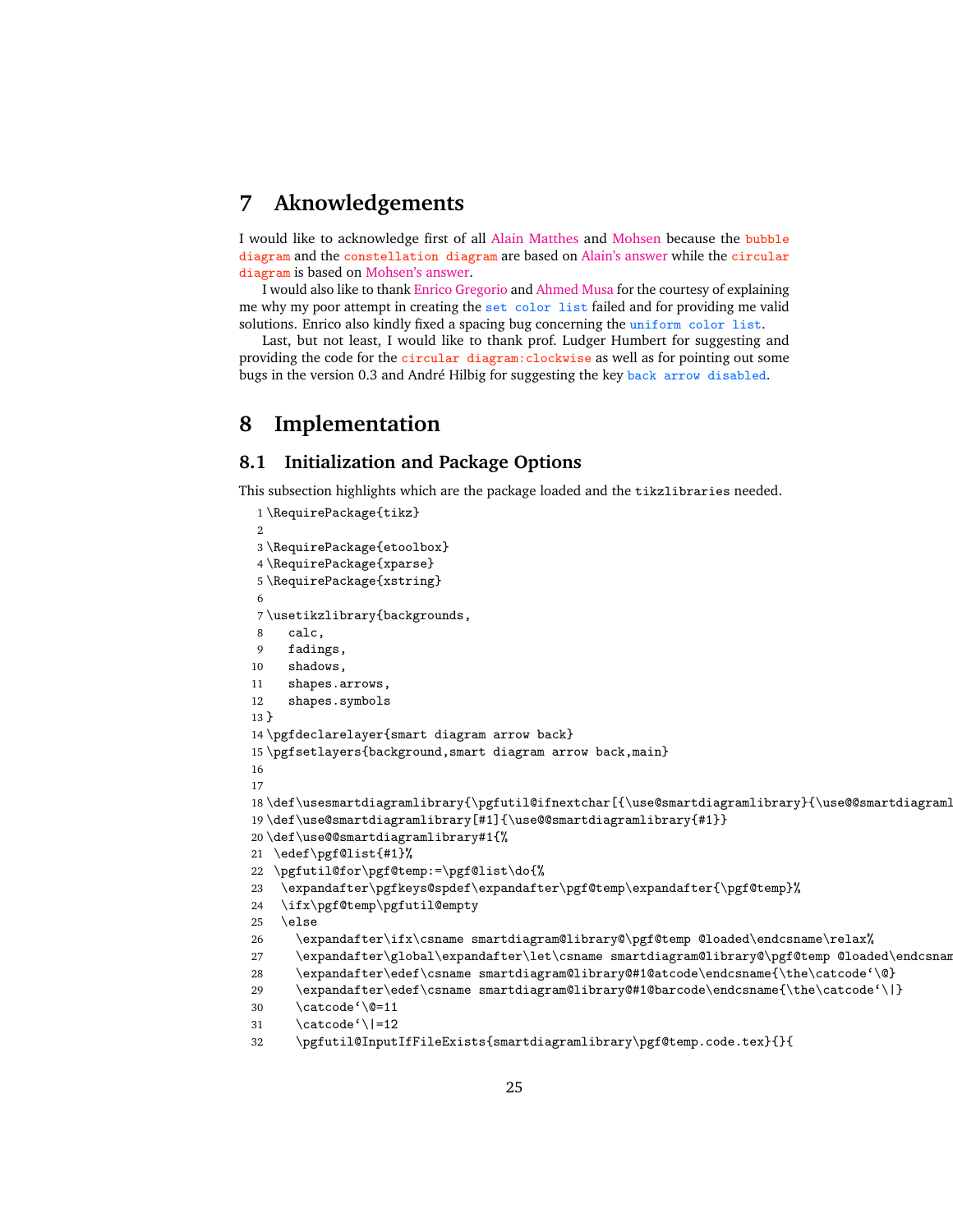# 7 Aknowledgements

I would like to acknowledge first of all Alain Matthes and Mohsen because the bubble diagram and the constellation diagram are based on Alain's answer while the circular diagram is based on Mohsen's answer.

I would also like to thank Enrico Gregorio and Ahmed Musa for the courtesy of explaining me why my poor attempt in creating the set color list failed and for providing me valid solutions. Enrico also kindly fixed a spacing bug concerning the uniform color list.

Last, but not least, I would like to thank prof. Ludger Humbert for suggesting and providing the code for the circular diagram:clockwise as well as for pointing out some bugs in the version 0.3 and André Hilbig for suggesting the key back arrow disabled.

# 8 Implementation

## 8.1 Initialization and Package Options

This subsection highlights which are the package loaded and the tikzlibraries needed.

```
1 \RequirePackage{tikz}
2
3 \RequirePackage{etoolbox}
4 \RequirePackage{xparse}
5 \RequirePackage{xstring}
6
7 \usetikzlibrary{backgrounds,
8   calc,
9   fadings,
10  shadows,
11  shapes.arrows,
12  shapes.symbols
13 }
14 \pgfdeclarelayer{smart diagram arrow back}
15 \pgfsetlayers{background,smart diagram arrow back,main}
16
17
18 \def\usesmartdiagramlibrary{\pgfutil@ifnextchar[{\use@smartdiagramlibrary}{\use@@smartdiagraml
19 \def\use@smartdiagramlibrary[#1]{\use@@smartdiagramlibrary{#1}}
20 \def\use@@smartdiagramlibrary#1{%
21  \edef\pgf@list{#1}%
22  \pgfutil@for\pgf@temp:=\pgf@list\do{%
23   \expandafter\pgfkeys@spdef\expandafter\pgf@temp\expandafter{\pgf@temp}%
24   \ifx\pgf@temp\pgfutil@empty
25   \else
26     \expandafter\ifx\csname smartdiagram@library@\pgf@temp @loaded\endcsname\relax%
27     \expandafter\global\expandafter\let\csname smartdiagram@library@\pgf@temp @loaded\endcsnam
28     \expandafter\edef\csname smartdiagram@library@#1@atcode\endcsname{\the\catcode`\@}
29     \expandafter\edef\csname smartdiagram@library@#1@barcode\endcsname{\the\catcode`\|}
30     \catcode`\@=11
31     \catcode`\|=12
32     \pgfutil@InputIfFileExists{smartdiagramlibrary\pgf@temp.code.tex}{}{
```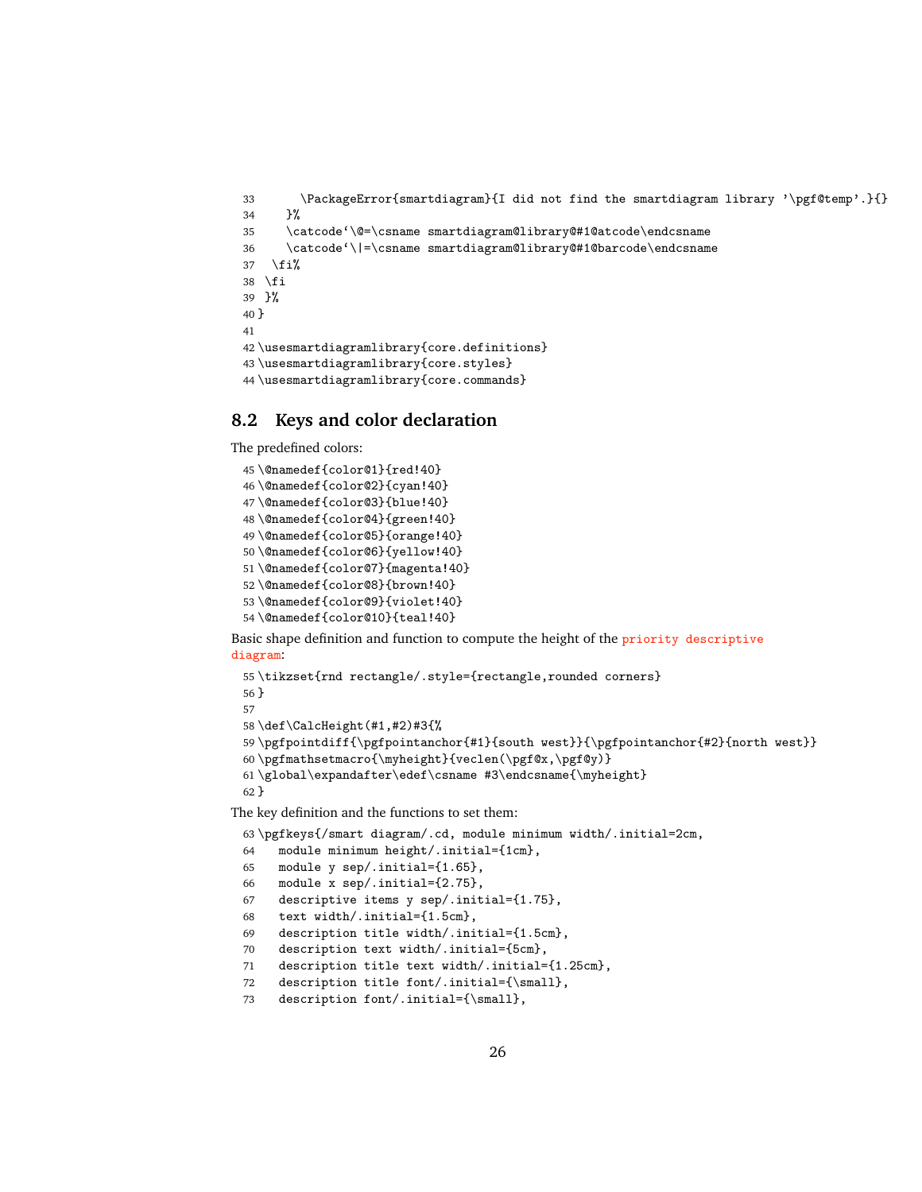```
33      \PackageError{smartdiagram}{I did not find the smartdiagram library '\pgf@temp'.}{}
34    }%
35    \catcode`\@=\csname smartdiagram@library@#1@atcode\endcsname
36    \catcode`\|=\csname smartdiagram@library@#1@barcode\endcsname
37  \fi%
38 \fi
39 }%
40 }
41
42 \usesmartdiagramlibrary{core.definitions}
43 \usesmartdiagramlibrary{core.styles}
44 \usesmartdiagramlibrary{core.commands}
```

## 8.2 Keys and color declaration

The predefined colors:

```
45 \@namedef{color@1}{red!40}
46 \@namedef{color@2}{cyan!40}
47 \@namedef{color@3}{blue!40}
48 \@namedef{color@4}{green!40}
49 \@namedef{color@5}{orange!40}
50 \@namedef{color@6}{yellow!40}
51 \@namedef{color@7}{magenta!40}
52 \@namedef{color@8}{brown!40}
53 \@namedef{color@9}{violet!40}
54 \@namedef{color@10}{teal!40}
```

Basic shape definition and function to compute the height of the `priority descriptive diagram`:

```
55 \tikzset{rnd rectangle/.style={rectangle,rounded corners}
56 }
57
58 \def\CalcHeight(#1,#2)#3{%
59 \pgfpointdiff{\pgfpointanchor{#1}{south west}}{\pgfpointanchor{#2}{north west}}
60 \pgfmathsetmacro{\myheight}{veclen(\pgf@x,\pgf@y)}
61 \global\expandafter\edef\csname #3\endcsname{\myheight}
62 }
```

The key definition and the functions to set them:

```
63 \pgfkeys{/smart diagram/.cd, module minimum width/.initial=2cm,
64   module minimum height/.initial={1cm},
65   module y sep/.initial={1.65},
66   module x sep/.initial={2.75},
67   descriptive items y sep/.initial={1.75},
68   text width/.initial={1.5cm},
69   description title width/.initial={1.5cm},
70   description text width/.initial={5cm},
71   description title text width/.initial={1.25cm},
72   description title font/.initial={\small},
73   description font/.initial={\small},
```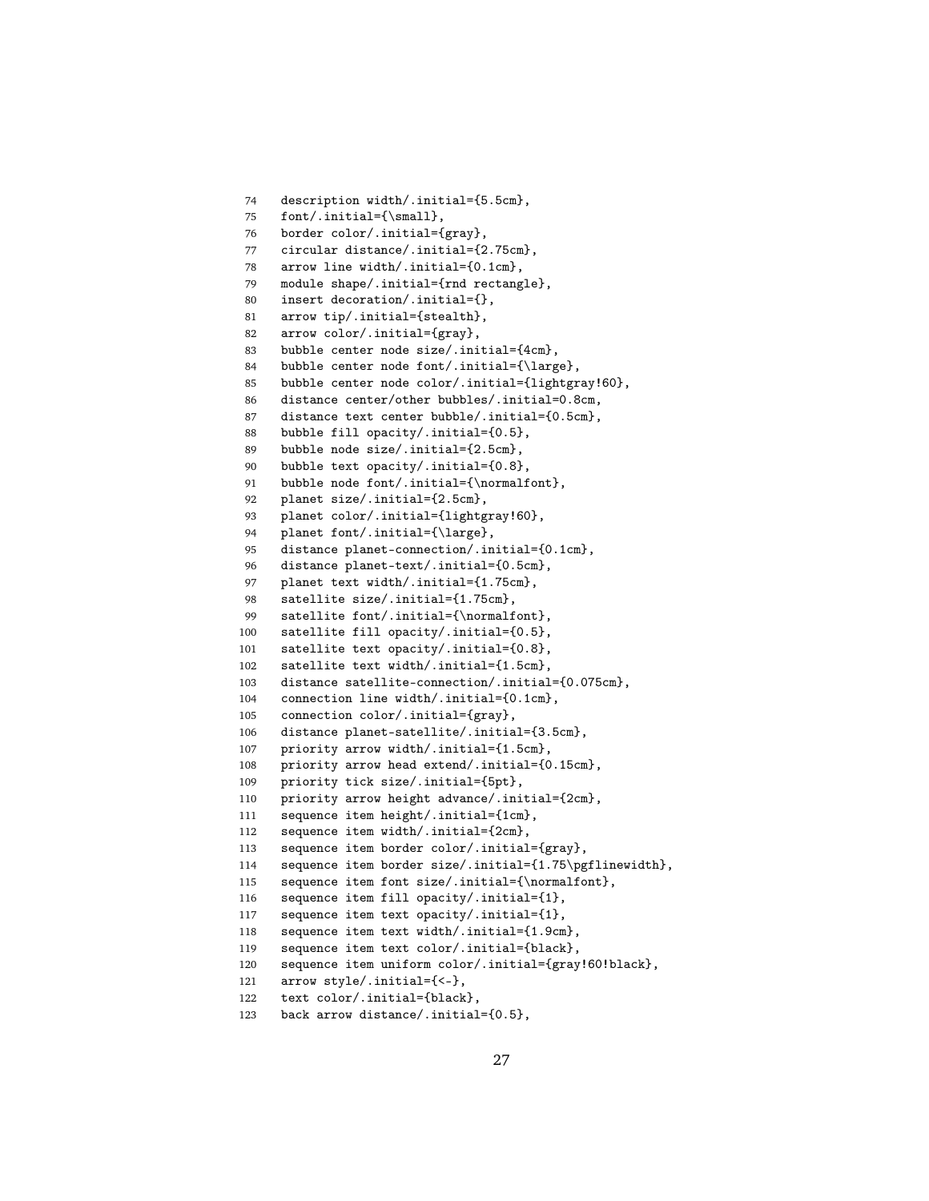```
74  description width/.initial={5.5cm},
75  font/.initial={\small},
76  border color/.initial={gray},
77  circular distance/.initial={2.75cm},
78  arrow line width/.initial={0.1cm},
79  module shape/.initial={rnd rectangle},
80  insert decoration/.initial={},
81  arrow tip/.initial={stealth},
82  arrow color/.initial={gray},
83  bubble center node size/.initial={4cm},
84  bubble center node font/.initial={\large},
85  bubble center node color/.initial={lightgray!60},
86  distance center/other bubbles/.initial=0.8cm,
87  distance text center bubble/.initial={0.5cm},
88  bubble fill opacity/.initial={0.5},
89  bubble node size/.initial={2.5cm},
90  bubble text opacity/.initial={0.8},
91  bubble node font/.initial={\normalfont},
92  planet size/.initial={2.5cm},
93  planet color/.initial={lightgray!60},
94  planet font/.initial={\large},
95  distance planet-connection/.initial={0.1cm},
96  distance planet-text/.initial={0.5cm},
97  planet text width/.initial={1.75cm},
98  satellite size/.initial={1.75cm},
99  satellite font/.initial={\normalfont},
100 satellite fill opacity/.initial={0.5},
101 satellite text opacity/.initial={0.8},
102 satellite text width/.initial={1.5cm},
103 distance satellite-connection/.initial={0.075cm},
104 connection line width/.initial={0.1cm},
105 connection color/.initial={gray},
106 distance planet-satellite/.initial={3.5cm},
107 priority arrow width/.initial={1.5cm},
108 priority arrow head extend/.initial={0.15cm},
109 priority tick size/.initial={5pt},
110 priority arrow height advance/.initial={2cm},
111 sequence item height/.initial={1cm},
112 sequence item width/.initial={2cm},
113 sequence item border color/.initial={gray},
114 sequence item border size/.initial={1.75\pgflinewidth},
115 sequence item font size/.initial={\normalfont},
116 sequence item fill opacity/.initial={1},
117 sequence item text opacity/.initial={1},
118 sequence item text width/.initial={1.9cm},
119 sequence item text color/.initial={black},
120 sequence item uniform color/.initial={gray!60!black},
121 arrow style/.initial={<-},
122 text color/.initial={black},
123 back arrow distance/.initial={0.5},
```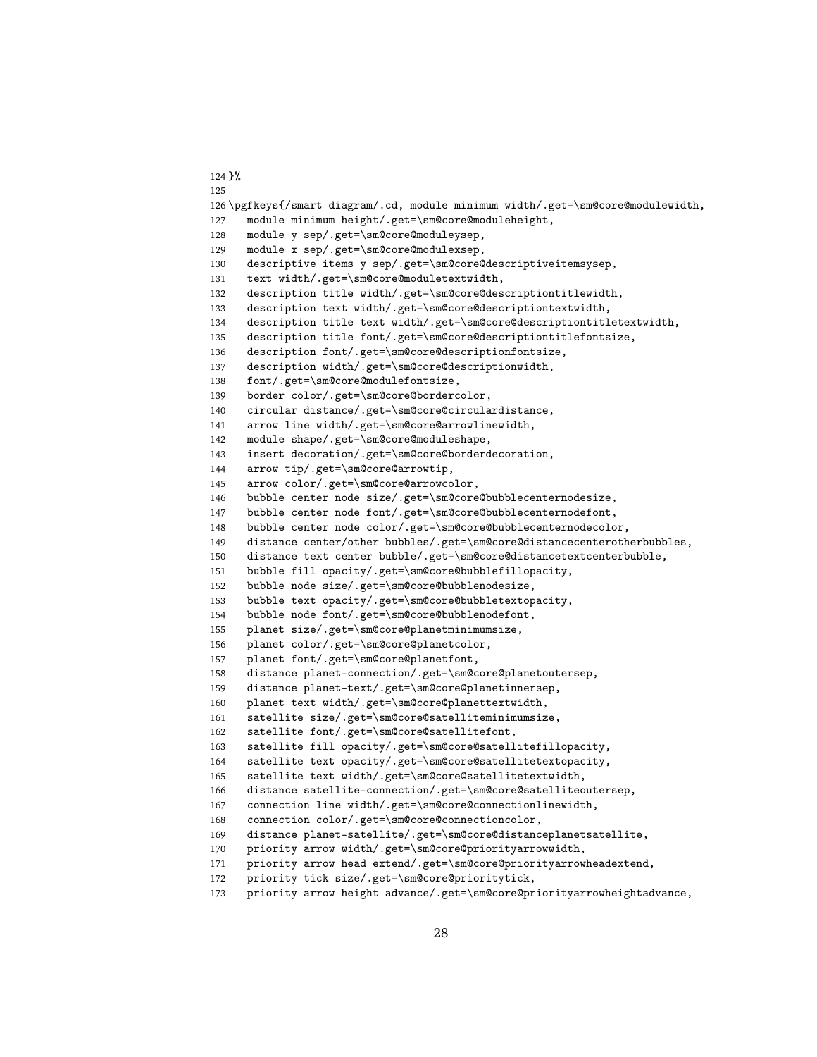```
124 }%
125
126 \pgfkeys{/smart diagram/.cd, module minimum width/.get=\sm@core@modulewidth,
127   module minimum height/.get=\sm@core@moduleheight,
128   module y sep/.get=\sm@core@moduleysep,
129   module x sep/.get=\sm@core@modulexsep,
130   descriptive items y sep/.get=\sm@core@descriptiveitemsysep,
131   text width/.get=\sm@core@moduletextwidth,
132   description title width/.get=\sm@core@descriptiontitlewidth,
133   description text width/.get=\sm@core@descriptiontextwidth,
134   description title text width/.get=\sm@core@descriptiontitletextwidth,
135   description title font/.get=\sm@core@descriptiontitlefontsize,
136   description font/.get=\sm@core@descriptionfontsize,
137   description width/.get=\sm@core@descriptionwidth,
138   font/.get=\sm@core@modulefontsize,
139   border color/.get=\sm@core@bordercolor,
140   circular distance/.get=\sm@core@circulardistance,
141   arrow line width/.get=\sm@core@arrowlinewidth,
142   module shape/.get=\sm@core@moduleshape,
143   insert decoration/.get=\sm@core@borderdecoration,
144   arrow tip/.get=\sm@core@arrowtip,
145   arrow color/.get=\sm@core@arrowcolor,
146   bubble center node size/.get=\sm@core@bubblecenternodesize,
147   bubble center node font/.get=\sm@core@bubblecenternodefont,
148   bubble center node color/.get=\sm@core@bubblecenternodecolor,
149   distance center/other bubbles/.get=\sm@core@distancecenterotherbubbles,
150   distance text center bubble/.get=\sm@core@distancetextcenterbubble,
151   bubble fill opacity/.get=\sm@core@bubblefillopacity,
152   bubble node size/.get=\sm@core@bubblenodesize,
153   bubble text opacity/.get=\sm@core@bubbletextopacity,
154   bubble node font/.get=\sm@core@bubblenodefont,
155   planet size/.get=\sm@core@planetminimumsize,
156   planet color/.get=\sm@core@planetcolor,
157   planet font/.get=\sm@core@planetfont,
158   distance planet-connection/.get=\sm@core@planetoutersep,
159   distance planet-text/.get=\sm@core@planetinnersep,
160   planet text width/.get=\sm@core@planettextwidth,
161   satellite size/.get=\sm@core@satelliteminimumsize,
162   satellite font/.get=\sm@core@satellitefont,
163   satellite fill opacity/.get=\sm@core@satellitefillopacity,
164   satellite text opacity/.get=\sm@core@satellitetextopacity,
165   satellite text width/.get=\sm@core@satellitetextwidth,
166   distance satellite-connection/.get=\sm@core@satelliteoutersep,
167   connection line width/.get=\sm@core@connectionlinewidth,
168   connection color/.get=\sm@core@connectioncolor,
169   distance planet-satellite/.get=\sm@core@distanceplanetsatellite,
170   priority arrow width/.get=\sm@core@priorityarrowwidth,
171   priority arrow head extend/.get=\sm@core@priorityarrowheadextend,
172   priority tick size/.get=\sm@core@prioritytick,
173   priority arrow height advance/.get=\sm@core@priorityarrowheightadvance,
```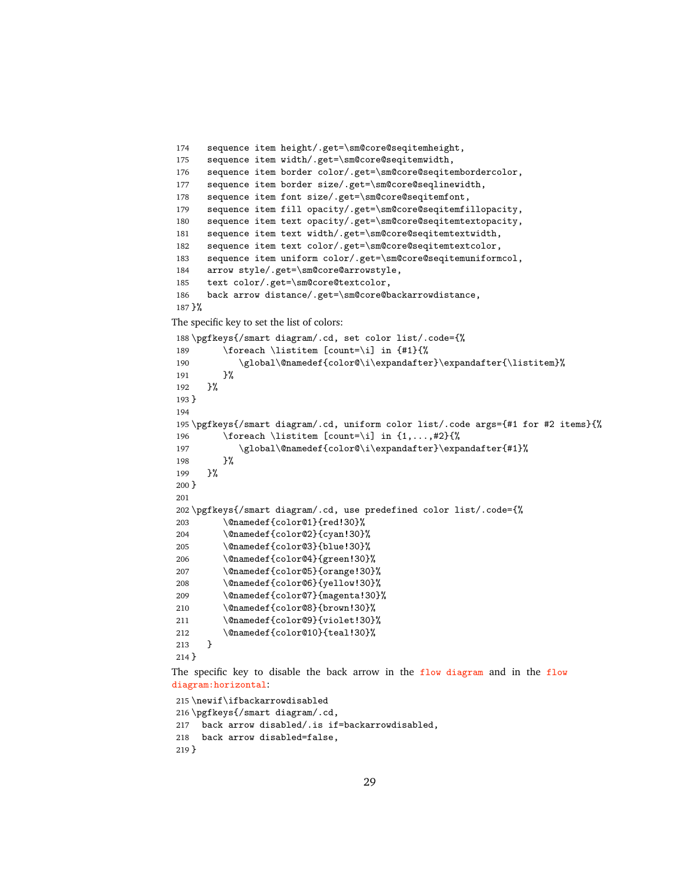```
174   sequence item height/.get=\sm@core@seqitemheight,
175   sequence item width/.get=\sm@core@seqitemwidth,
176   sequence item border color/.get=\sm@core@seqitembordercolor,
177   sequence item border size/.get=\sm@core@seqlinewidth,
178   sequence item font size/.get=\sm@core@seqitemfont,
179   sequence item fill opacity/.get=\sm@core@seqitemfillopacity,
180   sequence item text opacity/.get=\sm@core@seqitemtextopacity,
181   sequence item text width/.get=\sm@core@seqitemtextwidth,
182   sequence item text color/.get=\sm@core@seqitemtextcolor,
183   sequence item uniform color/.get=\sm@core@seqitemuniformcol,
184   arrow style/.get=\sm@core@arrowstyle,
185   text color/.get=\sm@core@textcolor,
186   back arrow distance/.get=\sm@core@backarrowdistance,
187 }%
```

The specific key to set the list of colors:

```
188 \pgfkeys{/smart diagram/.cd, set color list/.code={%
189       \foreach \listitem [count=\i] in {#1}{%
190          \global\@namedef{color@\i\expandafter}\expandafter{\listitem}%
191       }%
192    }%
193 }
194
195 \pgfkeys{/smart diagram/.cd, uniform color list/.code args={#1 for #2 items}{%
196       \foreach \listitem [count=\i] in {1,...,#2}{%
197          \global\@namedef{color@\i\expandafter}\expandafter{#1}%
198       }%
199    }%
200 }
201
202 \pgfkeys{/smart diagram/.cd, use predefined color list/.code={%
203       \@namedef{color@1}{red!30}%
204       \@namedef{color@2}{cyan!30}%
205       \@namedef{color@3}{blue!30}%
206       \@namedef{color@4}{green!30}%
207       \@namedef{color@5}{orange!30}%
208       \@namedef{color@6}{yellow!30}%
209       \@namedef{color@7}{magenta!30}%
210       \@namedef{color@8}{brown!30}%
211       \@namedef{color@9}{violet!30}%
212       \@namedef{color@10}{teal!30}%
213    }
214 }
```

The specific key to disable the back arrow in the `flow diagram` and in the `flow diagram:horizontal`:

```
215 \newif\ifbackarrowdisabled
216 \pgfkeys{/smart diagram/.cd,
217   back arrow disabled/.is if=backarrowdisabled,
218   back arrow disabled=false,
219 }
```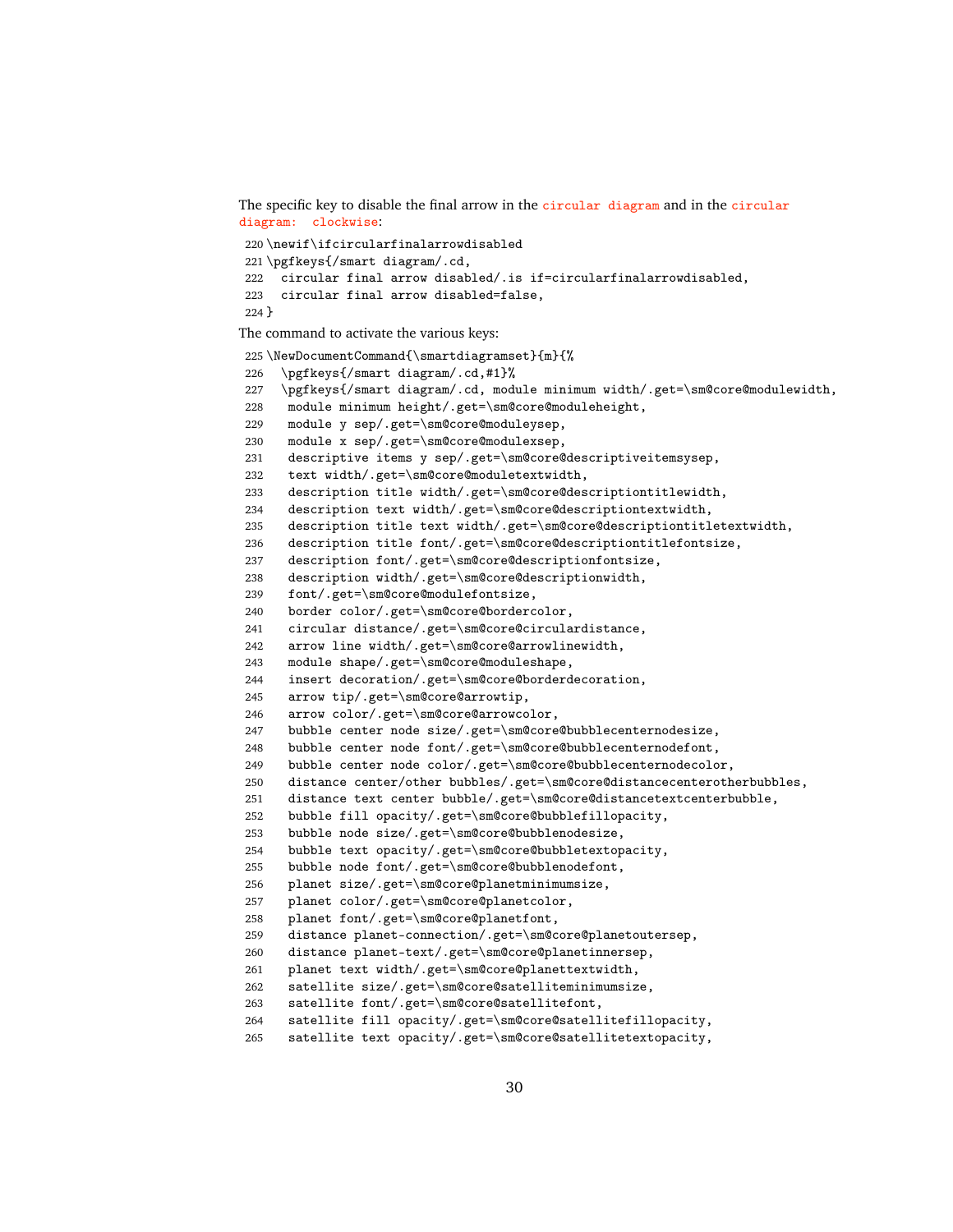The specific key to disable the final arrow in the `circular diagram` and in the `circular diagram: clockwise`:

```
220 \newif\ifcircularfinalarrowdisabled
221 \pgfkeys{/smart diagram/.cd,
222   circular final arrow disabled/.is if=circularfinalarrowdisabled,
223   circular final arrow disabled=false,
224 }
```

The command to activate the various keys:

```
225 \NewDocumentCommand{\smartdiagramset}{m}{%
226   \pgfkeys{/smart diagram/.cd,#1}%
227   \pgfkeys{/smart diagram/.cd, module minimum width/.get=\sm@core@modulewidth,
228    module minimum height/.get=\sm@core@moduleheight,
229    module y sep/.get=\sm@core@moduleysep,
230    module x sep/.get=\sm@core@modulexsep,
231    descriptive items y sep/.get=\sm@core@descriptiveitemsysep,
232    text width/.get=\sm@core@moduletextwidth,
233    description title width/.get=\sm@core@descriptiontitlewidth,
234    description text width/.get=\sm@core@descriptiontextwidth,
235    description title text width/.get=\sm@core@descriptiontitletextwidth,
236    description title font/.get=\sm@core@descriptiontitlefontsize,
237    description font/.get=\sm@core@descriptionfontsize,
238    description width/.get=\sm@core@descriptionwidth,
239    font/.get=\sm@core@modulefontsize,
240    border color/.get=\sm@core@bordercolor,
241    circular distance/.get=\sm@core@circulardistance,
242    arrow line width/.get=\sm@core@arrowlinewidth,
243    module shape/.get=\sm@core@moduleshape,
244    insert decoration/.get=\sm@core@borderdecoration,
245    arrow tip/.get=\sm@core@arrowtip,
246    arrow color/.get=\sm@core@arrowcolor,
247    bubble center node size/.get=\sm@core@bubblecenternodesize,
248    bubble center node font/.get=\sm@core@bubblecenternodefont,
249    bubble center node color/.get=\sm@core@bubblecenternodecolor,
250    distance center/other bubbles/.get=\sm@core@distancecenterotherbubbles,
251    distance text center bubble/.get=\sm@core@distancetextcenterbubble,
252    bubble fill opacity/.get=\sm@core@bubblefillopacity,
253    bubble node size/.get=\sm@core@bubblenodesize,
254    bubble text opacity/.get=\sm@core@bubbletextopacity,
255    bubble node font/.get=\sm@core@bubblenodefont,
256    planet size/.get=\sm@core@planetminimumsize,
257    planet color/.get=\sm@core@planetcolor,
258    planet font/.get=\sm@core@planetfont,
259    distance planet-connection/.get=\sm@core@planetoutersep,
260    distance planet-text/.get=\sm@core@planetinnersep,
261    planet text width/.get=\sm@core@planettextwidth,
262    satellite size/.get=\sm@core@satelliteminimumsize,
263    satellite font/.get=\sm@core@satellitefont,
264    satellite fill opacity/.get=\sm@core@satellitefillopacity,
265    satellite text opacity/.get=\sm@core@satellitetextopacity,
```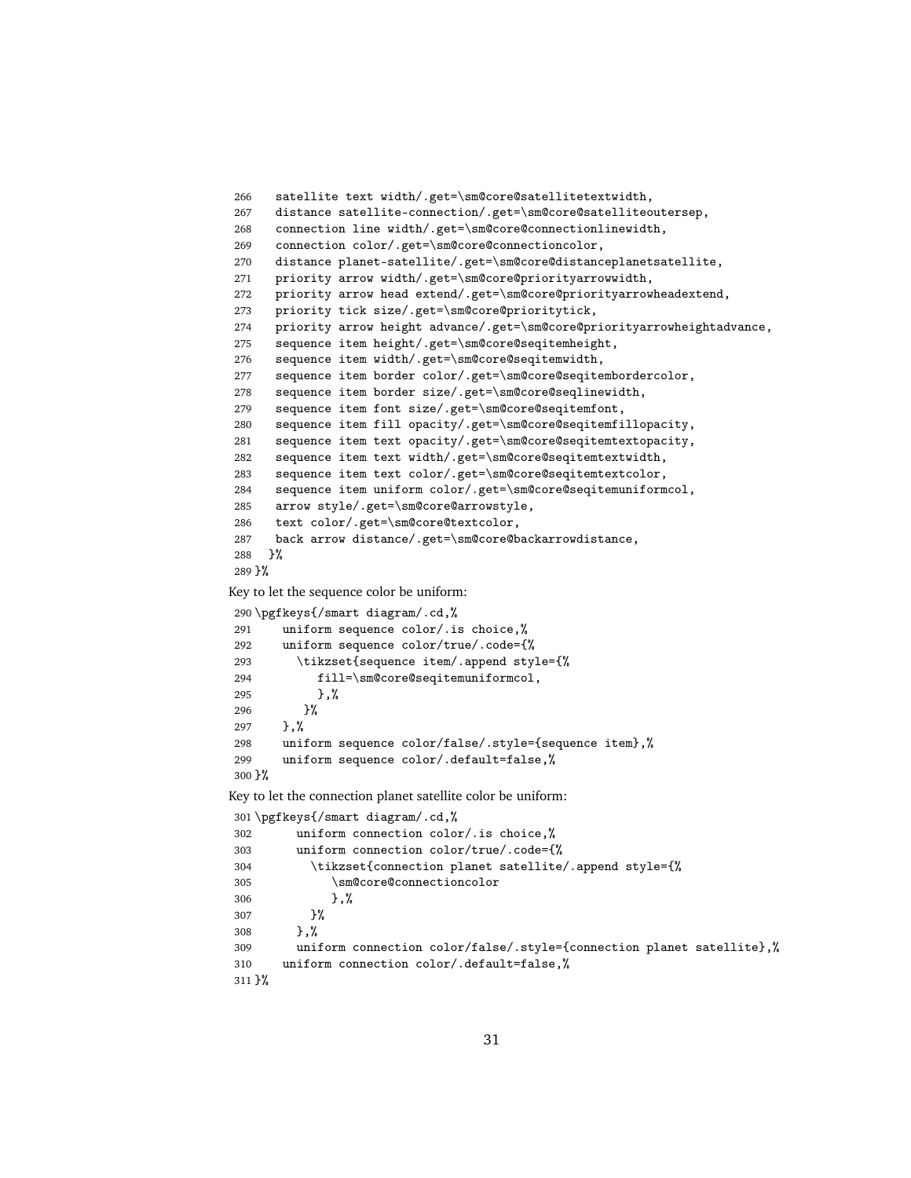```
266   satellite text width/.get=\sm@core@satellitetextwidth,
267   distance satellite-connection/.get=\sm@core@satelliteoutersep,
268   connection line width/.get=\sm@core@connectionlinewidth,
269   connection color/.get=\sm@core@connectioncolor,
270   distance planet-satellite/.get=\sm@core@distanceplanetsatellite,
271   priority arrow width/.get=\sm@core@priorityarrowwidth,
272   priority arrow head extend/.get=\sm@core@priorityarrowheadextend,
273   priority tick size/.get=\sm@core@prioritytick,
274   priority arrow height advance/.get=\sm@core@priorityarrowheightadvance,
275   sequence item height/.get=\sm@core@seqitemheight,
276   sequence item width/.get=\sm@core@seqitemwidth,
277   sequence item border color/.get=\sm@core@seqitembordercolor,
278   sequence item border size/.get=\sm@core@seqlinewidth,
279   sequence item font size/.get=\sm@core@seqitemfont,
280   sequence item fill opacity/.get=\sm@core@seqitemfillopacity,
281   sequence item text opacity/.get=\sm@core@seqitemtextopacity,
282   sequence item text width/.get=\sm@core@seqitemtextwidth,
283   sequence item text color/.get=\sm@core@seqitemtextcolor,
284   sequence item uniform color/.get=\sm@core@seqitemuniformcol,
285   arrow style/.get=\sm@core@arrowstyle,
286   text color/.get=\sm@core@textcolor,
287   back arrow distance/.get=\sm@core@backarrowdistance,
288  }%
289 }%
```

Key to let the sequence color be uniform:

```
290 \pgfkeys{/smart diagram/.cd,%
291    uniform sequence color/.is choice,%
292    uniform sequence color/true/.code={%
293      \tikzset{sequence item/.append style={%
294         fill=\sm@core@seqitemuniformcol,
295         },%
296       }%
297    },%
298    uniform sequence color/false/.style={sequence item},%
299    uniform sequence color/.default=false,%
300 }%
```

Key to let the connection planet satellite color be uniform:

```
301 \pgfkeys{/smart diagram/.cd,%
302      uniform connection color/.is choice,%
303      uniform connection color/true/.code={%
304        \tikzset{connection planet satellite/.append style={%
305           \sm@core@connectioncolor
306           },%
307        }%
308      },%
309      uniform connection color/false/.style={connection planet satellite},%
310    uniform connection color/.default=false,%
311 }%
```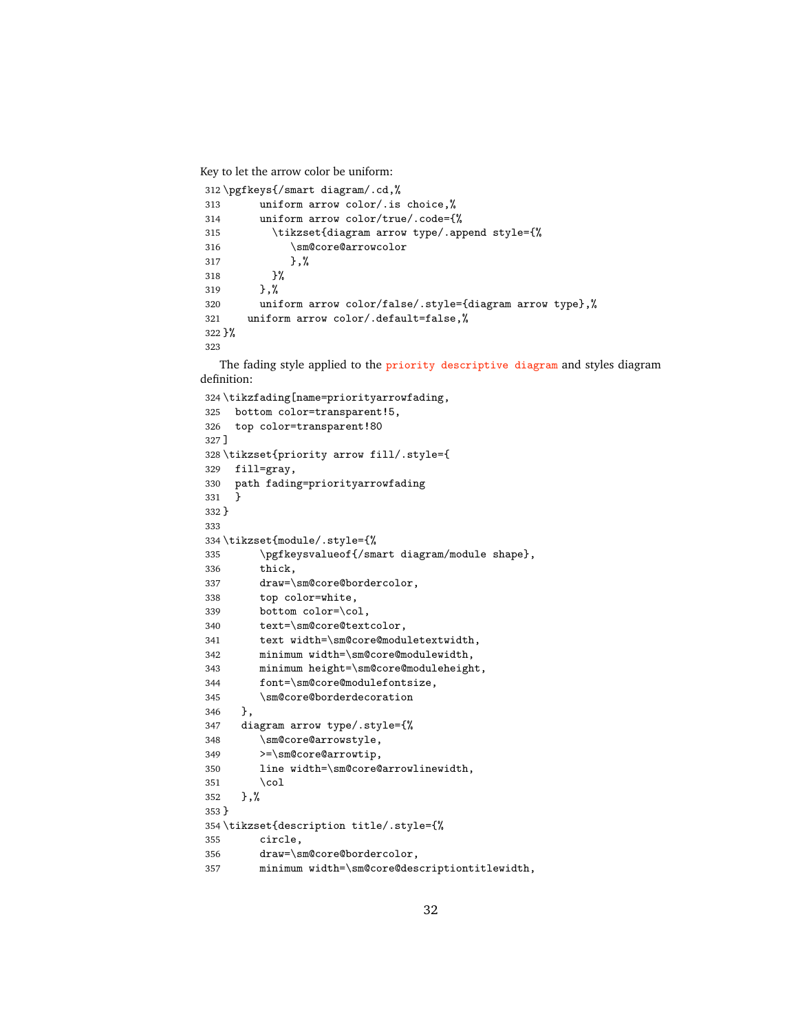Key to let the arrow color be uniform:

```
312 \pgfkeys{/smart diagram/.cd,%
313       uniform arrow color/.is choice,%
314       uniform arrow color/true/.code={%
315         \tikzset{diagram arrow type/.append style={%
316            \sm@core@arrowcolor
317            },%
318         }%
319       },%
320       uniform arrow color/false/.style={diagram arrow type},%
321     uniform arrow color/.default=false,%
322 }%
323
```

The fading style applied to the priority descriptive diagram and styles diagram definition:

```
324 \tikzfading[name=priorityarrowfading,
325   bottom color=transparent!5,
326   top color=transparent!80
327 ]
328 \tikzset{priority arrow fill/.style={
329   fill=gray,
330   path fading=priorityarrowfading
331   }
332 }
333
334 \tikzset{module/.style={%
335       \pgfkeysvalueof{/smart diagram/module shape},
336       thick,
337       draw=\sm@core@bordercolor,
338       top color=white,
339       bottom color=\col,
340       text=\sm@core@textcolor,
341       text width=\sm@core@moduletextwidth,
342       minimum width=\sm@core@modulewidth,
343       minimum height=\sm@core@moduleheight,
344       font=\sm@core@modulefontsize,
345       \sm@core@borderdecoration
346    },
347    diagram arrow type/.style={%
348       \sm@core@arrowstyle,
349       >=\sm@core@arrowtip,
350       line width=\sm@core@arrowlinewidth,
351       \col
352    },%
353 }
354 \tikzset{description title/.style={%
355       circle,
356       draw=\sm@core@bordercolor,
357       minimum width=\sm@core@descriptiontitlewidth,
```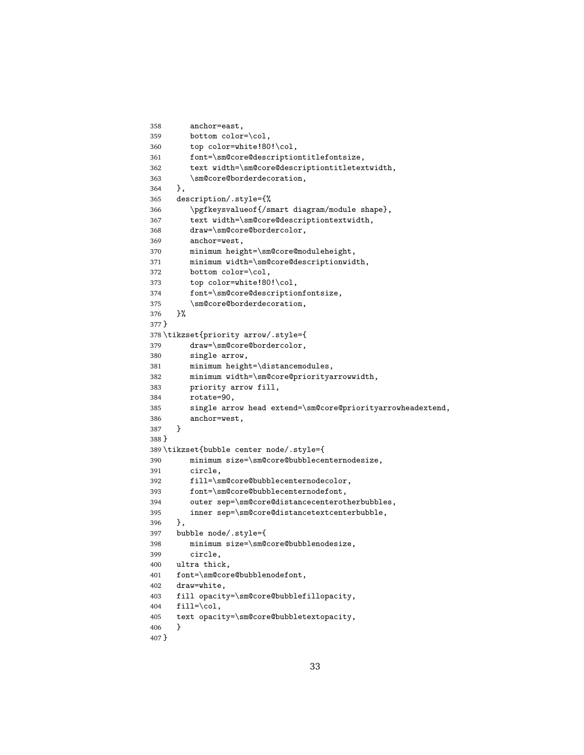```
358       anchor=east,
359       bottom color=\col,
360       top color=white!80!\col,
361       font=\sm@core@descriptiontitlefontsize,
362       text width=\sm@core@descriptiontitletextwidth,
363       \sm@core@borderdecoration,
364    },
365    description/.style={%
366       \pgfkeysvalueof{/smart diagram/module shape},
367       text width=\sm@core@descriptiontextwidth,
368       draw=\sm@core@bordercolor,
369       anchor=west,
370       minimum height=\sm@core@moduleheight,
371       minimum width=\sm@core@descriptionwidth,
372       bottom color=\col,
373       top color=white!80!\col,
374       font=\sm@core@descriptionfontsize,
375       \sm@core@borderdecoration,
376    }%
377 }
378 \tikzset{priority arrow/.style={
379       draw=\sm@core@bordercolor,
380       single arrow,
381       minimum height=\distancemodules,
382       minimum width=\sm@core@priorityarrowwidth,
383       priority arrow fill,
384       rotate=90,
385       single arrow head extend=\sm@core@priorityarrowheadextend,
386       anchor=west,
387    }
388 }
389 \tikzset{bubble center node/.style={
390       minimum size=\sm@core@bubblecenternodesize,
391       circle,
392       fill=\sm@core@bubblecenternodecolor,
393       font=\sm@core@bubblecenternodefont,
394       outer sep=\sm@core@distancecenterotherbubbles,
395       inner sep=\sm@core@distancetextcenterbubble,
396    },
397    bubble node/.style={
398       minimum size=\sm@core@bubblenodesize,
399       circle,
400    ultra thick,
401    font=\sm@core@bubblenodefont,
402    draw=white,
403    fill opacity=\sm@core@bubblefillopacity,
404    fill=\col,
405    text opacity=\sm@core@bubbletextopacity,
406    }
407 }
```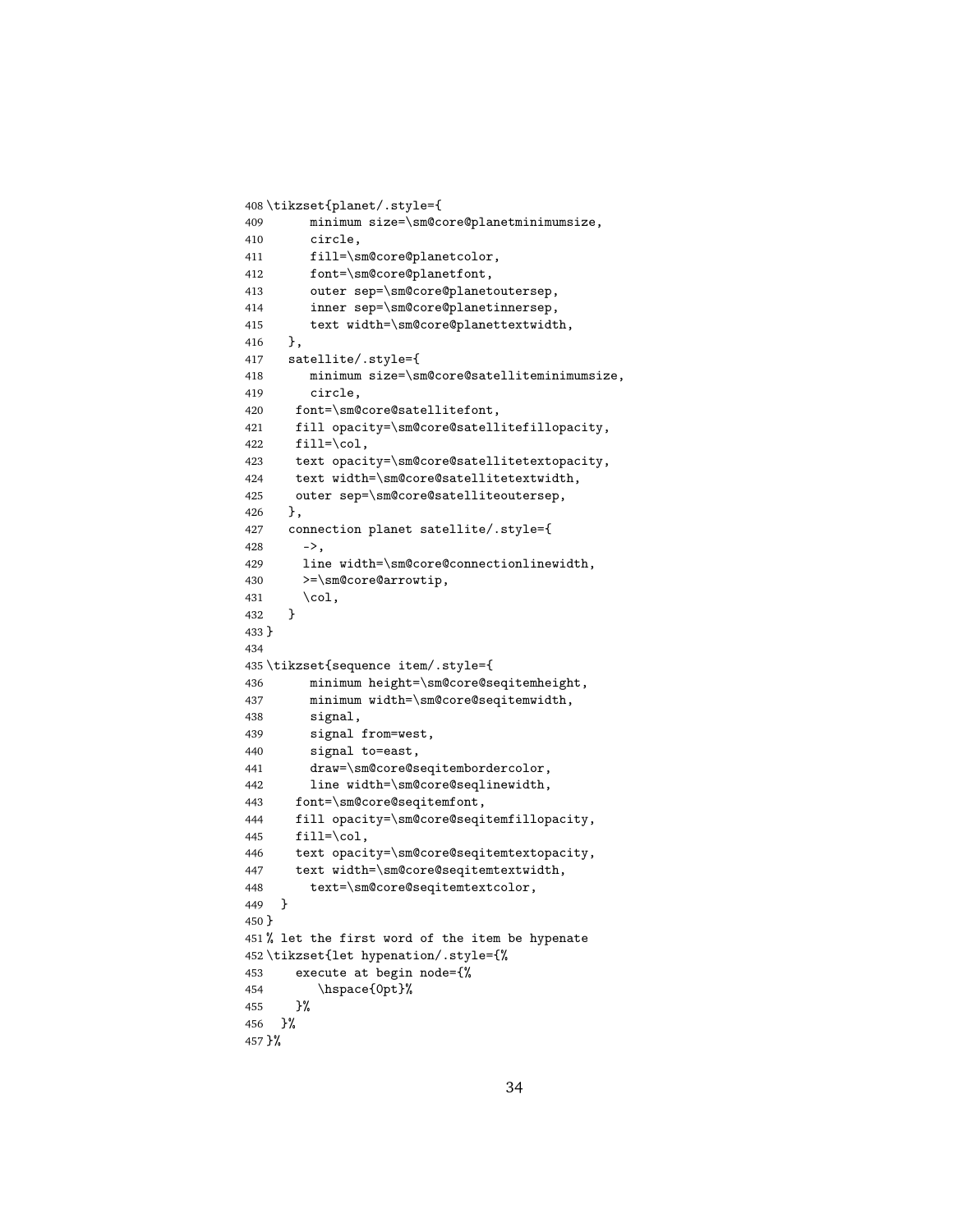```
408 \tikzset{planet/.style={
409       minimum size=\sm@core@planetminimumsize,
410       circle,
411       fill=\sm@core@planetcolor,
412       font=\sm@core@planetfont,
413       outer sep=\sm@core@planetoutersep,
414       inner sep=\sm@core@planetinnersep,
415       text width=\sm@core@planettextwidth,
416    },
417    satellite/.style={
418       minimum size=\sm@core@satelliteminimumsize,
419       circle,
420     font=\sm@core@satellitefont,
421     fill opacity=\sm@core@satellitefillopacity,
422     fill=\col,
423     text opacity=\sm@core@satellitetextopacity,
424     text width=\sm@core@satellitetextwidth,
425     outer sep=\sm@core@satelliteoutersep,
426    },
427    connection planet satellite/.style={
428      ->,
429      line width=\sm@core@connectionlinewidth,
430      >=\sm@core@arrowtip,
431      \col,
432    }
433 }
434
435 \tikzset{sequence item/.style={
436       minimum height=\sm@core@seqitemheight,
437       minimum width=\sm@core@seqitemwidth,
438       signal,
439       signal from=west,
440       signal to=east,
441       draw=\sm@core@seqitembordercolor,
442       line width=\sm@core@seqlinewidth,
443     font=\sm@core@seqitemfont,
444     fill opacity=\sm@core@seqitemfillopacity,
445     fill=\col,
446     text opacity=\sm@core@seqitemtextopacity,
447     text width=\sm@core@seqitemtextwidth,
448       text=\sm@core@seqitemtextcolor,
449   }
450 }
451 % let the first word of the item be hypenate
452 \tikzset{let hypenation/.style={%
453     execute at begin node={%
454        \hspace{0pt}%
455     }%
456   }%
457 }%
```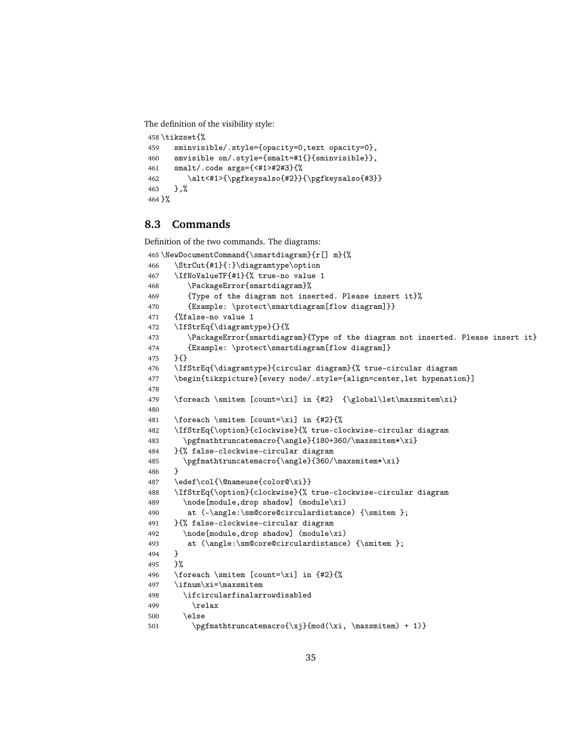The definition of the visibility style:

```
458 \tikzset{%
459    sminvisible/.style={opacity=0,text opacity=0},
460    smvisible on/.style={smalt=#1{}{sminvisible}},
461    smalt/.code args={<#1>#2#3}{%
462       \alt<#1>{\pgfkeysalso{#2}}{\pgfkeysalso{#3}}
463    },%
464 }%
```

## 8.3 Commands

Definition of the two commands. The diagrams:

```
465 \NewDocumentCommand{\smartdiagram}{r[] m}{%
466    \StrCut{#1}{:}\diagramtype\option
467    \IfNoValueTF{#1}{% true-no value 1
468       \PackageError{smartdiagram}%
469       {Type of the diagram not inserted. Please insert it}%
470       {Example: \protect\smartdiagram[flow diagram]}}
471    {%false-no value 1
472    \IfStrEq{\diagramtype}{}{%
473       \PackageError{smartdiagram}{Type of the diagram not inserted. Please insert it}
474       {Example: \protect\smartdiagram[flow diagram]}
475    }{}
476    \IfStrEq{\diagramtype}{circular diagram}{% true-circular diagram
477    \begin{tikzpicture}[every node/.style={align=center,let hypenation}]
478 
479    \foreach \smitem [count=\xi] in {#2}  {\global\let\maxsmitem\xi}
480 
481    \foreach \smitem [count=\xi] in {#2}{%
482    \IfStrEq{\option}{clockwise}{% true-clockwise-circular diagram
483      \pgfmathtruncatemacro{\angle}{180+360/\maxsmitem*\xi}
484    }{% false-clockwise-circular diagram
485      \pgfmathtruncatemacro{\angle}{360/\maxsmitem*\xi}
486    }
487    \edef\col{\@nameuse{color@\xi}}
488    \IfStrEq{\option}{clockwise}{% true-clockwise-circular diagram
489      \node[module,drop shadow] (module\xi)
490       at (-\angle:\sm@core@circulardistance) {\smitem };
491    }{% false-clockwise-circular diagram
492      \node[module,drop shadow] (module\xi)
493       at (\angle:\sm@core@circulardistance) {\smitem };
494    }
495    }%
496    \foreach \smitem [count=\xi] in {#2}{%
497    \ifnum\xi=\maxsmitem
498      \ifcircularfinalarrowdisabled
499        \relax
500      \else
501        \pgfmathtruncatemacro{\xj}{mod(\xi, \maxsmitem) + 1)}
```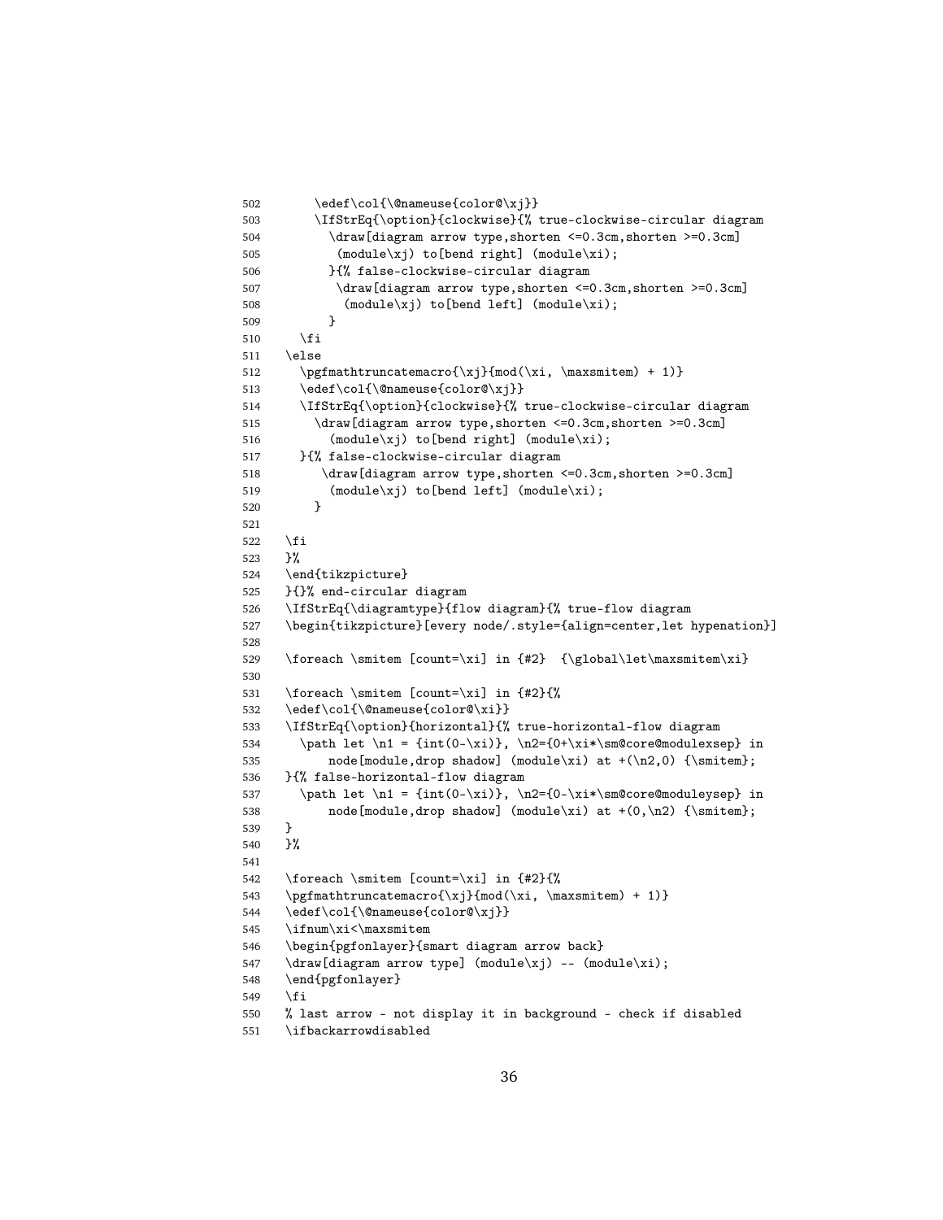```
502       \edef\col{\@nameuse{color@\xj}}
503       \IfStrEq{\option}{clockwise}{% true-clockwise-circular diagram
504         \draw[diagram arrow type,shorten <=0.3cm,shorten >=0.3cm]
505          (module\xj) to[bend right] (module\xi);
506         }{% false-clockwise-circular diagram
507          \draw[diagram arrow type,shorten <=0.3cm,shorten >=0.3cm]
508           (module\xj) to[bend left] (module\xi);
509         }
510     \fi
511   \else
512     \pgfmathtruncatemacro{\xj}{mod(\xi, \maxsmitem) + 1)}
513     \edef\col{\@nameuse{color@\xj}}
514     \IfStrEq{\option}{clockwise}{% true-clockwise-circular diagram
515       \draw[diagram arrow type,shorten <=0.3cm,shorten >=0.3cm]
516         (module\xj) to[bend right] (module\xi);
517     }{% false-clockwise-circular diagram
518        \draw[diagram arrow type,shorten <=0.3cm,shorten >=0.3cm]
519         (module\xj) to[bend left] (module\xi);
520       }
521 
522   \fi
523   }%
524   \end{tikzpicture}
525   }{}% end-circular diagram
526   \IfStrEq{\diagramtype}{flow diagram}{% true-flow diagram
527   \begin{tikzpicture}[every node/.style={align=center,let hypenation}]
528 
529   \foreach \smitem [count=\xi] in {#2}  {\global\let\maxsmitem\xi}
530 
531   \foreach \smitem [count=\xi] in {#2}{%
532   \edef\col{\@nameuse{color@\xi}}
533   \IfStrEq{\option}{horizontal}{% true-horizontal-flow diagram
534     \path let \n1 = {int(0-\xi)}, \n2={0+\xi*\sm@core@modulexsep} in
535         node[module,drop shadow] (module\xi) at +(\n2,0) {\smitem};
536   }{% false-horizontal-flow diagram
537     \path let \n1 = {int(0-\xi)}, \n2={0-\xi*\sm@core@moduleysep} in
538         node[module,drop shadow] (module\xi) at +(0,\n2) {\smitem};
539   }
540   }%
541 
542   \foreach \smitem [count=\xi] in {#2}{%
543   \pgfmathtruncatemacro{\xj}{mod(\xi, \maxsmitem) + 1)}
544   \edef\col{\@nameuse{color@\xj}}
545   \ifnum\xi<\maxsmitem
546   \begin{pgfonlayer}{smart diagram arrow back}
547   \draw[diagram arrow type] (module\xj) -- (module\xi);
548   \end{pgfonlayer}
549   \fi
550   % last arrow - not display it in background - check if disabled
551   \ifbackarrowdisabled
```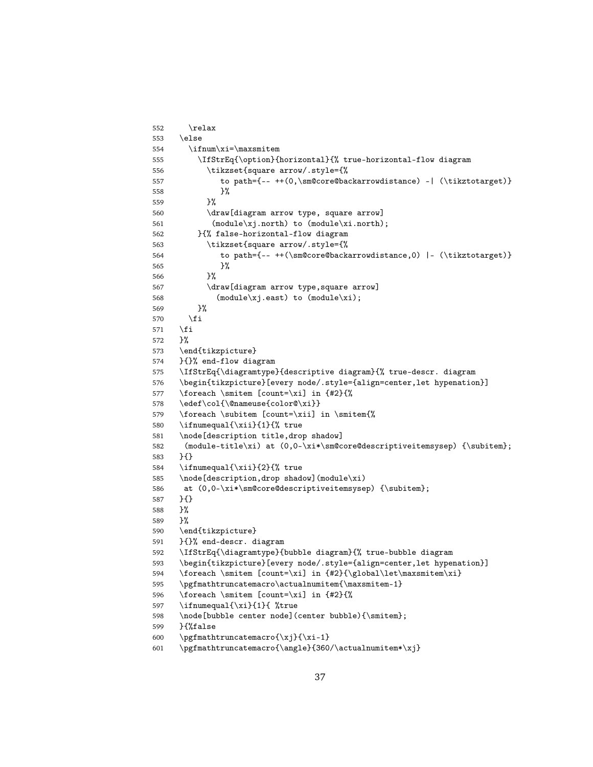```
552     \relax
553   \else
554     \ifnum\xi=\maxsmitem
555       \IfStrEq{\option}{horizontal}{% true-horizontal-flow diagram
556         \tikzset{square arrow/.style={%
557            to path={-- ++(0,\sm@core@backarrowdistance) -| (\tikztotarget)}
558            }%
559         }%
560         \draw[diagram arrow type, square arrow]
561          (module\xj.north) to (module\xi.north);
562       }{% false-horizontal-flow diagram
563         \tikzset{square arrow/.style={%
564            to path={-- ++(\sm@core@backarrowdistance,0) |- (\tikztotarget)}
565            }%
566         }%
567         \draw[diagram arrow type,square arrow]
568           (module\xj.east) to (module\xi);
569       }%
570     \fi
571   \fi
572   }%
573   \end{tikzpicture}
574   }{}% end-flow diagram
575   \IfStrEq{\diagramtype}{descriptive diagram}{% true-descr. diagram
576   \begin{tikzpicture}[every node/.style={align=center,let hypenation}]
577   \foreach \smitem [count=\xi] in {#2}{%
578   \edef\col{\@nameuse{color@\xi}}
579   \foreach \subitem [count=\xii] in \smitem{%
580   \ifnumequal{\xii}{1}{% true
581   \node[description title,drop shadow]
582    (module-title\xi) at (0,0-\xi*\sm@core@descriptiveitemsysep) {\subitem};
583   }{}
584   \ifnumequal{\xii}{2}{% true
585   \node[description,drop shadow](module\xi)
586    at (0,0-\xi*\sm@core@descriptiveitemsysep) {\subitem};
587   }{}
588   }%
589   }%
590   \end{tikzpicture}
591   }{}% end-descr. diagram
592   \IfStrEq{\diagramtype}{bubble diagram}{% true-bubble diagram
593   \begin{tikzpicture}[every node/.style={align=center,let hypenation}]
594   \foreach \smitem [count=\xi] in {#2}{\global\let\maxsmitem\xi}
595   \pgfmathtruncatemacro\actualnumitem{\maxsmitem-1}
596   \foreach \smitem [count=\xi] in {#2}{%
597   \ifnumequal{\xi}{1}{ %true
598   \node[bubble center node](center bubble){\smitem};
599   }{%false
600   \pgfmathtruncatemacro{\xj}{\xi-1}
601   \pgfmathtruncatemacro{\angle}{360/\actualnumitem*\xj}
```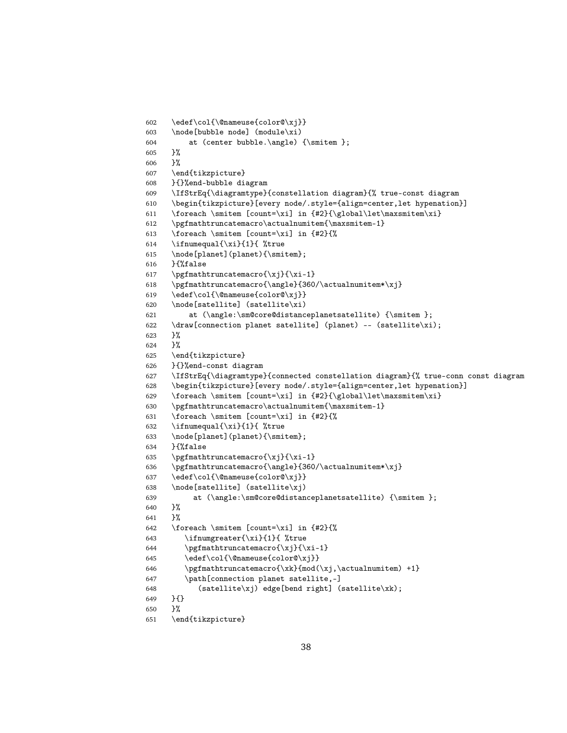```
602 \edef\col{\@nameuse{color@\xj}}
603 \node[bubble node] (module\xi)
604     at (center bubble.\angle) {\smitem };
605 }%
606 }%
607 \end{tikzpicture}
608 }{}%end-bubble diagram
609 \IfStrEq{\diagramtype}{constellation diagram}{% true-const diagram
610 \begin{tikzpicture}[every node/.style={align=center,let hypenation}]
611 \foreach \smitem [count=\xi] in {#2}{\global\let\maxsmitem\xi}
612 \pgfmathtruncatemacro\actualnumitem{\maxsmitem-1}
613 \foreach \smitem [count=\xi] in {#2}{%
614 \ifnumequal{\xi}{1}{ %true
615 \node[planet](planet){\smitem};
616 }{%false
617 \pgfmathtruncatemacro{\xj}{\xi-1}
618 \pgfmathtruncatemacro{\angle}{360/\actualnumitem*\xj}
619 \edef\col{\@nameuse{color@\xj}}
620 \node[satellite] (satellite\xi)
621     at (\angle:\sm@core@distanceplanetsatellite) {\smitem };
622 \draw[connection planet satellite] (planet) -- (satellite\xi);
623 }%
624 }%
625 \end{tikzpicture}
626 }{}%end-const diagram
627 \IfStrEq{\diagramtype}{connected constellation diagram}{% true-conn const diagram
628 \begin{tikzpicture}[every node/.style={align=center,let hypenation}]
629 \foreach \smitem [count=\xi] in {#2}{\global\let\maxsmitem\xi}
630 \pgfmathtruncatemacro\actualnumitem{\maxsmitem-1}
631 \foreach \smitem [count=\xi] in {#2}{%
632 \ifnumequal{\xi}{1}{ %true
633 \node[planet](planet){\smitem};
634 }{%false
635 \pgfmathtruncatemacro{\xj}{\xi-1}
636 \pgfmathtruncatemacro{\angle}{360/\actualnumitem*\xj}
637 \edef\col{\@nameuse{color@\xj}}
638 \node[satellite] (satellite\xj)
639      at (\angle:\sm@core@distanceplanetsatellite) {\smitem };
640 }%
641 }%
642 \foreach \smitem [count=\xi] in {#2}{%
643    \ifnumgreater{\xi}{1}{ %true
644    \pgfmathtruncatemacro{\xj}{\xi-1}
645    \edef\col{\@nameuse{color@\xj}}
646    \pgfmathtruncatemacro{\xk}{mod(\xj,\actualnumitem) +1}
647    \path[connection planet satellite,-]
648       (satellite\xj) edge[bend right] (satellite\xk);
649 }{}
650 }%
651 \end{tikzpicture}
```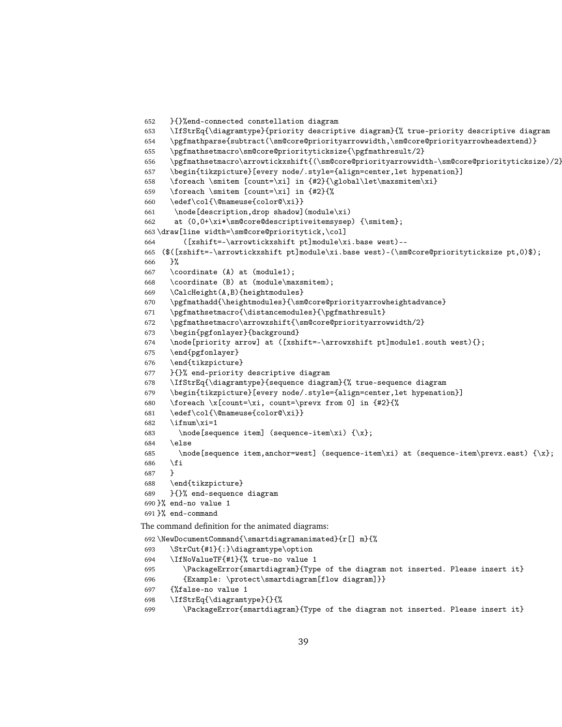```
652   }{}%end-connected constellation diagram
653   \IfStrEq{\diagramtype}{priority descriptive diagram}{% true-priority descriptive diagram
654   \pgfmathparse{subtract(\sm@core@priorityarrowwidth,\sm@core@priorityarrowheadextend)}
655   \pgfmathsetmacro\sm@core@priorityticksize{\pgfmathresult/2}
656   \pgfmathsetmacro\arrowtickxshift{(\sm@core@priorityarrowwidth-\sm@core@priorityticksize)/2}
657   \begin{tikzpicture}[every node/.style={align=center,let hypenation}]
658   \foreach \smitem [count=\xi] in {#2}{\global\let\maxsmitem\xi}
659   \foreach \smitem [count=\xi] in {#2}{%
660   \edef\col{\@nameuse{color@\xi}}
661    \node[description,drop shadow](module\xi)
662    at (0,0+\xi*\sm@core@descriptiveitemsysep) {\smitem};
663 \draw[line width=\sm@core@prioritytick,\col]
664       ([xshift=-\arrowtickxshift pt]module\xi.base west)--
665  ($([xshift=-\arrowtickxshift pt]module\xi.base west)-(\sm@core@priorityticksize pt,0)$);
666   }%
667   \coordinate (A) at (module1);
668   \coordinate (B) at (module\maxsmitem);
669   \CalcHeight(A,B){heightmodules}
670   \pgfmathadd{\heightmodules}{\sm@core@priorityarrowheightadvance}
671   \pgfmathsetmacro{\distancemodules}{\pgfmathresult}
672   \pgfmathsetmacro\arrowxshift{\sm@core@priorityarrowwidth/2}
673   \begin{pgfonlayer}{background}
674   \node[priority arrow] at ([xshift=-\arrowxshift pt]module1.south west){};
675   \end{pgfonlayer}
676   \end{tikzpicture}
677   }{}% end-priority descriptive diagram
678   \IfStrEq{\diagramtype}{sequence diagram}{% true-sequence diagram
679   \begin{tikzpicture}[every node/.style={align=center,let hypenation}]
680   \foreach \x[count=\xi, count=\prevx from 0] in {#2}{%
681   \edef\col{\@nameuse{color@\xi}}
682   \ifnum\xi=1
683     \node[sequence item] (sequence-item\xi) {\x};
684   \else
685     \node[sequence item,anchor=west] (sequence-item\xi) at (sequence-item\prevx.east) {\x};
686   \fi
687   }
688   \end{tikzpicture}
689   }{}% end-sequence diagram
690 }% end-no value 1
691 }% end-command
```

The command definition for the animated diagrams:

```
692 \NewDocumentCommand{\smartdiagramanimated}{r[] m}{%
693   \StrCut{#1}{:}\diagramtype\option
694   \IfNoValueTF{#1}{% true-no value 1
695      \PackageError{smartdiagram}{Type of the diagram not inserted. Please insert it}
696      {Example: \protect\smartdiagram[flow diagram]}}
697   {%false-no value 1
698   \IfStrEq{\diagramtype}{}{%
699      \PackageError{smartdiagram}{Type of the diagram not inserted. Please insert it}
```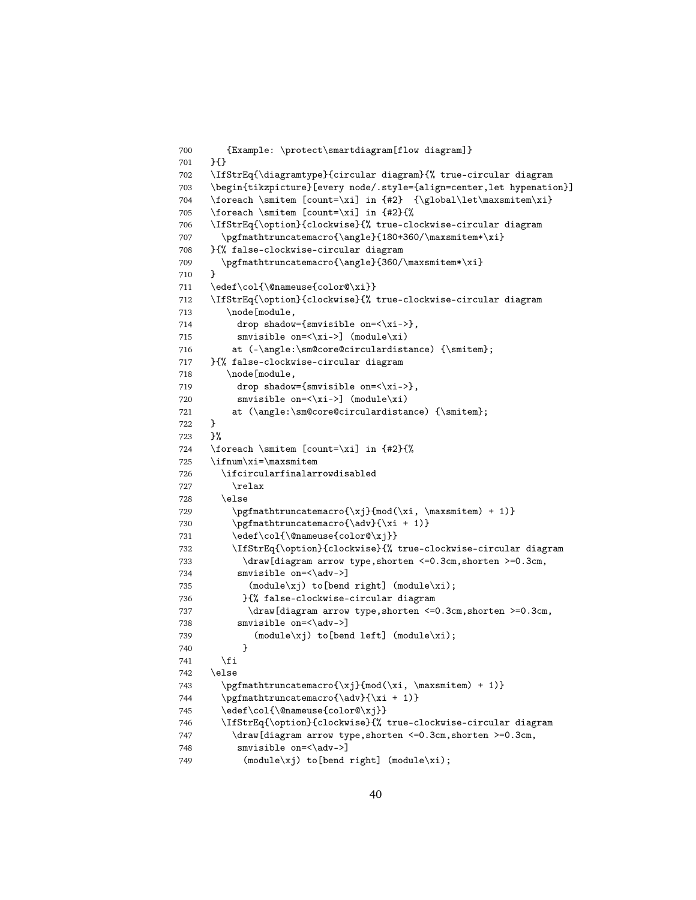```
700     {Example: \protect\smartdiagram[flow diagram]}
701   }{}
702   \IfStrEq{\diagramtype}{circular diagram}{% true-circular diagram
703   \begin{tikzpicture}[every node/.style={align=center,let hypenation}]
704   \foreach \smitem [count=\xi] in {#2}  {\global\let\maxsmitem\xi}
705   \foreach \smitem [count=\xi] in {#2}{%
706   \IfStrEq{\option}{clockwise}{% true-clockwise-circular diagram
707     \pgfmathtruncatemacro{\angle}{180+360/\maxsmitem*\xi}
708   }{% false-clockwise-circular diagram
709     \pgfmathtruncatemacro{\angle}{360/\maxsmitem*\xi}
710   }
711   \edef\col{\@nameuse{color@\xi}}
712   \IfStrEq{\option}{clockwise}{% true-clockwise-circular diagram
713      \node[module,
714        drop shadow={smvisible on=<\xi->},
715        smvisible on=<\xi->] (module\xi)
716       at (-\angle:\sm@core@circulardistance) {\smitem};
717   }{% false-clockwise-circular diagram
718      \node[module,
719        drop shadow={smvisible on=<\xi->},
720        smvisible on=<\xi->] (module\xi)
721       at (\angle:\sm@core@circulardistance) {\smitem};
722   }
723   }%
724   \foreach \smitem [count=\xi] in {#2}{%
725   \ifnum\xi=\maxsmitem
726     \ifcircularfinalarrowdisabled
727       \relax
728     \else
729       \pgfmathtruncatemacro{\xj}{mod(\xi, \maxsmitem) + 1)}
730       \pgfmathtruncatemacro{\adv}{\xi + 1)}
731       \edef\col{\@nameuse{color@\xj}}
732       \IfStrEq{\option}{clockwise}{% true-clockwise-circular diagram
733         \draw[diagram arrow type,shorten <=0.3cm,shorten >=0.3cm,
734        smvisible on=<\adv->]
735          (module\xj) to[bend right] (module\xi);
736         }{% false-clockwise-circular diagram
737          \draw[diagram arrow type,shorten <=0.3cm,shorten >=0.3cm,
738        smvisible on=<\adv->]
739           (module\xj) to[bend left] (module\xi);
740         }
741     \fi
742   \else
743     \pgfmathtruncatemacro{\xj}{mod(\xi, \maxsmitem) + 1)}
744     \pgfmathtruncatemacro{\adv}{\xi + 1)}
745     \edef\col{\@nameuse{color@\xj}}
746     \IfStrEq{\option}{clockwise}{% true-clockwise-circular diagram
747       \draw[diagram arrow type,shorten <=0.3cm,shorten >=0.3cm,
748        smvisible on=<\adv->]
749         (module\xj) to[bend right] (module\xi);
```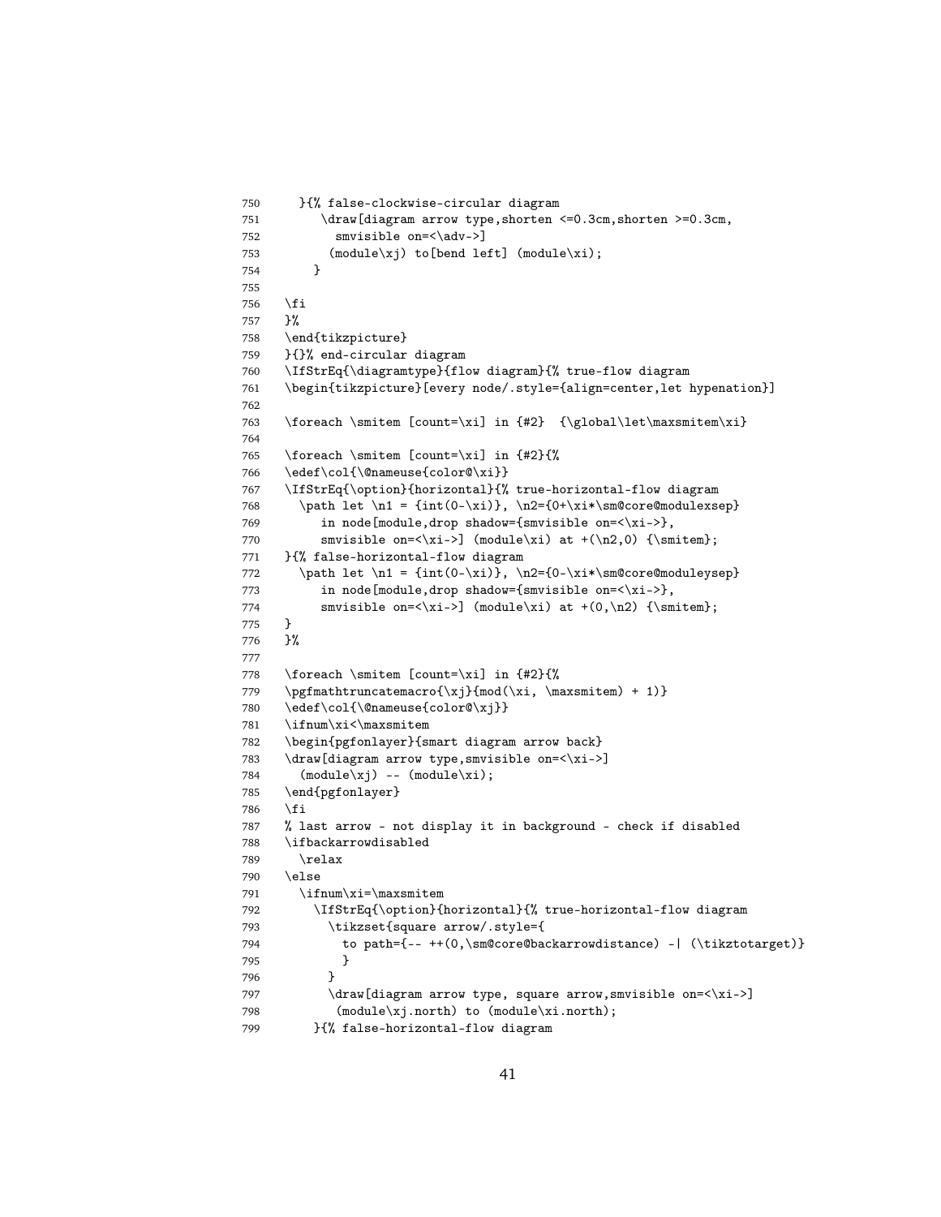```
750     }{% false-clockwise-circular diagram
751       \draw[diagram arrow type,shorten <=0.3cm,shorten >=0.3cm,
752         smvisible on=<\adv->]
753        (module\xj) to[bend left] (module\xi);
754      }
755
756   \fi
757   }%
758   \end{tikzpicture}
759   }{}% end-circular diagram
760   \IfStrEq{\diagramtype}{flow diagram}{% true-flow diagram
761   \begin{tikzpicture}[every node/.style={align=center,let hypenation}]
762
763   \foreach \smitem [count=\xi] in {#2}  {\global\let\maxsmitem\xi}
764
765   \foreach \smitem [count=\xi] in {#2}{%
766   \edef\col{\@nameuse{color@\xi}}
767   \IfStrEq{\option}{horizontal}{% true-horizontal-flow diagram
768     \path let \n1 = {int(0-\xi)}, \n2={0+\xi*\sm@core@modulexsep}
769        in node[module,drop shadow={smvisible on=<\xi->},
770        smvisible on=<\xi->] (module\xi) at +(\n2,0) {\smitem};
771   }{% false-horizontal-flow diagram
772     \path let \n1 = {int(0-\xi)}, \n2={0-\xi*\sm@core@moduleysep}
773        in node[module,drop shadow={smvisible on=<\xi->},
774        smvisible on=<\xi->] (module\xi) at +(0,\n2) {\smitem};
775   }
776   }%
777
778   \foreach \smitem [count=\xi] in {#2}{%
779   \pgfmathtruncatemacro{\xj}{mod(\xi, \maxsmitem) + 1)}
780   \edef\col{\@nameuse{color@\xj}}
781   \ifnum\xi<\maxsmitem
782   \begin{pgfonlayer}{smart diagram arrow back}
783   \draw[diagram arrow type,smvisible on=<\xi->]
784     (module\xj) -- (module\xi);
785   \end{pgfonlayer}
786   \fi
787   % last arrow - not display it in background - check if disabled
788   \ifbackarrowdisabled
789     \relax
790   \else
791     \ifnum\xi=\maxsmitem
792       \IfStrEq{\option}{horizontal}{% true-horizontal-flow diagram
793         \tikzset{square arrow/.style={
794           to path={-- ++(0,\sm@core@backarrowdistance) -| (\tikztotarget)}
795           }
796         }
797         \draw[diagram arrow type, square arrow,smvisible on=<\xi->]
798          (module\xj.north) to (module\xi.north);
799       }{% false-horizontal-flow diagram
```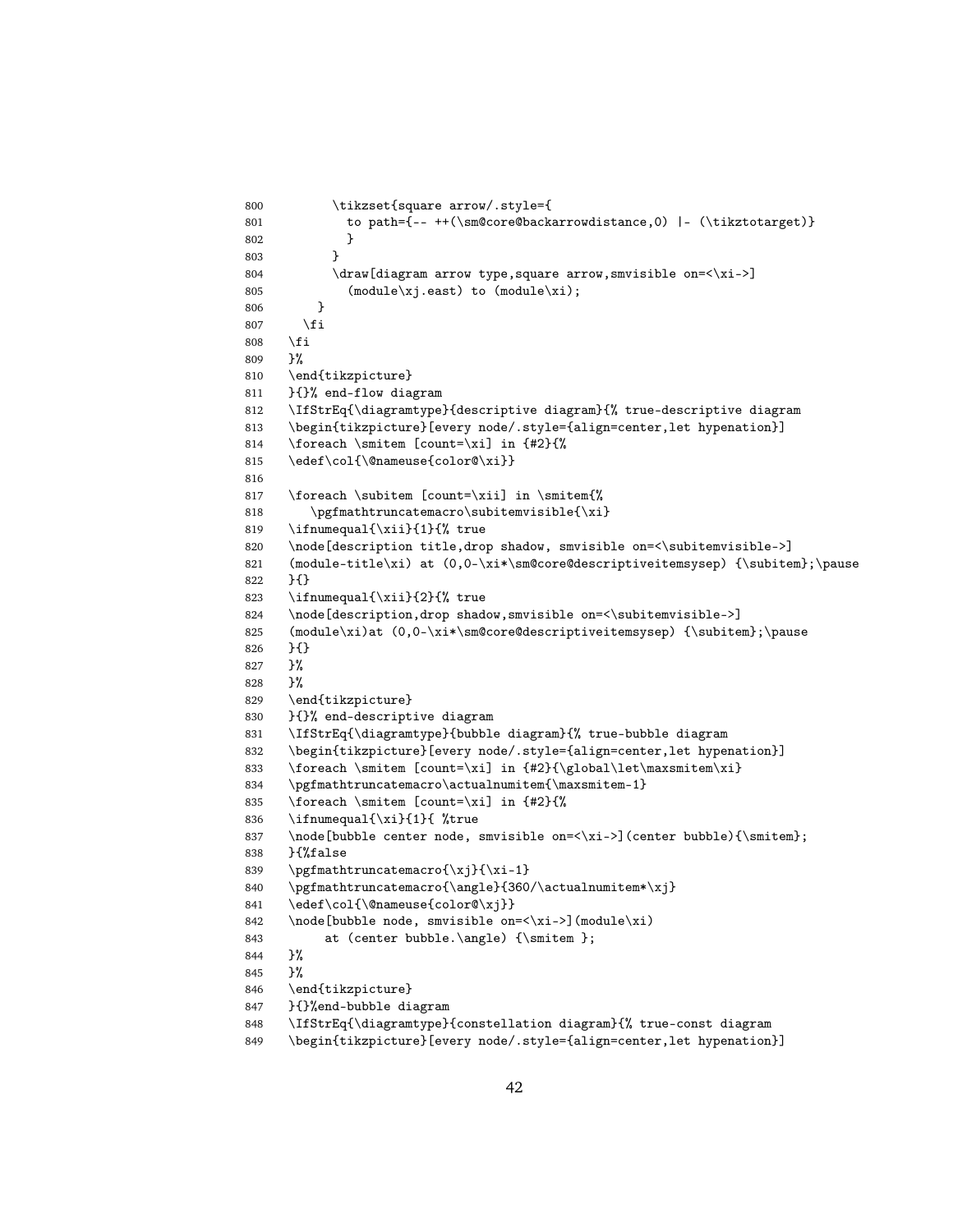```
800         \tikzset{square arrow/.style={
801           to path={-- ++(\sm@core@backarrowdistance,0) |- (\tikztotarget)}
802           }
803         }
804         \draw[diagram arrow type,square arrow,smvisible on=<\xi->]
805           (module\xj.east) to (module\xi);
806       }
807     \fi
808   \fi
809   }%
810   \end{tikzpicture}
811   }{}% end-flow diagram
812   \IfStrEq{\diagramtype}{descriptive diagram}{% true-descriptive diagram
813   \begin{tikzpicture}[every node/.style={align=center,let hypenation}]
814   \foreach \smitem [count=\xi] in {#2}{%
815   \edef\col{\@nameuse{color@\xi}}
816 
817   \foreach \subitem [count=\xii] in \smitem{%
818      \pgfmathtruncatemacro\subitemvisible{\xi}
819   \ifnumequal{\xii}{1}{% true
820   \node[description title,drop shadow, smvisible on=<\subitemvisible->]
821   (module-title\xi) at (0,0-\xi*\sm@core@descriptiveitemsysep) {\subitem};\pause
822   }{}
823   \ifnumequal{\xii}{2}{% true
824   \node[description,drop shadow,smvisible on=<\subitemvisible->]
825   (module\xi)at (0,0-\xi*\sm@core@descriptiveitemsysep) {\subitem};\pause
826   }{}
827   }%
828   }%
829   \end{tikzpicture}
830   }{}% end-descriptive diagram
831   \IfStrEq{\diagramtype}{bubble diagram}{% true-bubble diagram
832   \begin{tikzpicture}[every node/.style={align=center,let hypenation}]
833   \foreach \smitem [count=\xi] in {#2}{\global\let\maxsmitem\xi}
834   \pgfmathtruncatemacro\actualnumitem{\maxsmitem-1}
835   \foreach \smitem [count=\xi] in {#2}{%
836   \ifnumequal{\xi}{1}{ %true
837   \node[bubble center node, smvisible on=<\xi->](center bubble){\smitem};
838   }{%false
839   \pgfmathtruncatemacro{\xj}{\xi-1}
840   \pgfmathtruncatemacro{\angle}{360/\actualnumitem*\xj}
841   \edef\col{\@nameuse{color@\xj}}
842   \node[bubble node, smvisible on=<\xi->](module\xi)
843        at (center bubble.\angle) {\smitem };
844   }%
845   }%
846   \end{tikzpicture}
847   }{}%end-bubble diagram
848   \IfStrEq{\diagramtype}{constellation diagram}{% true-const diagram
849   \begin{tikzpicture}[every node/.style={align=center,let hypenation}]
```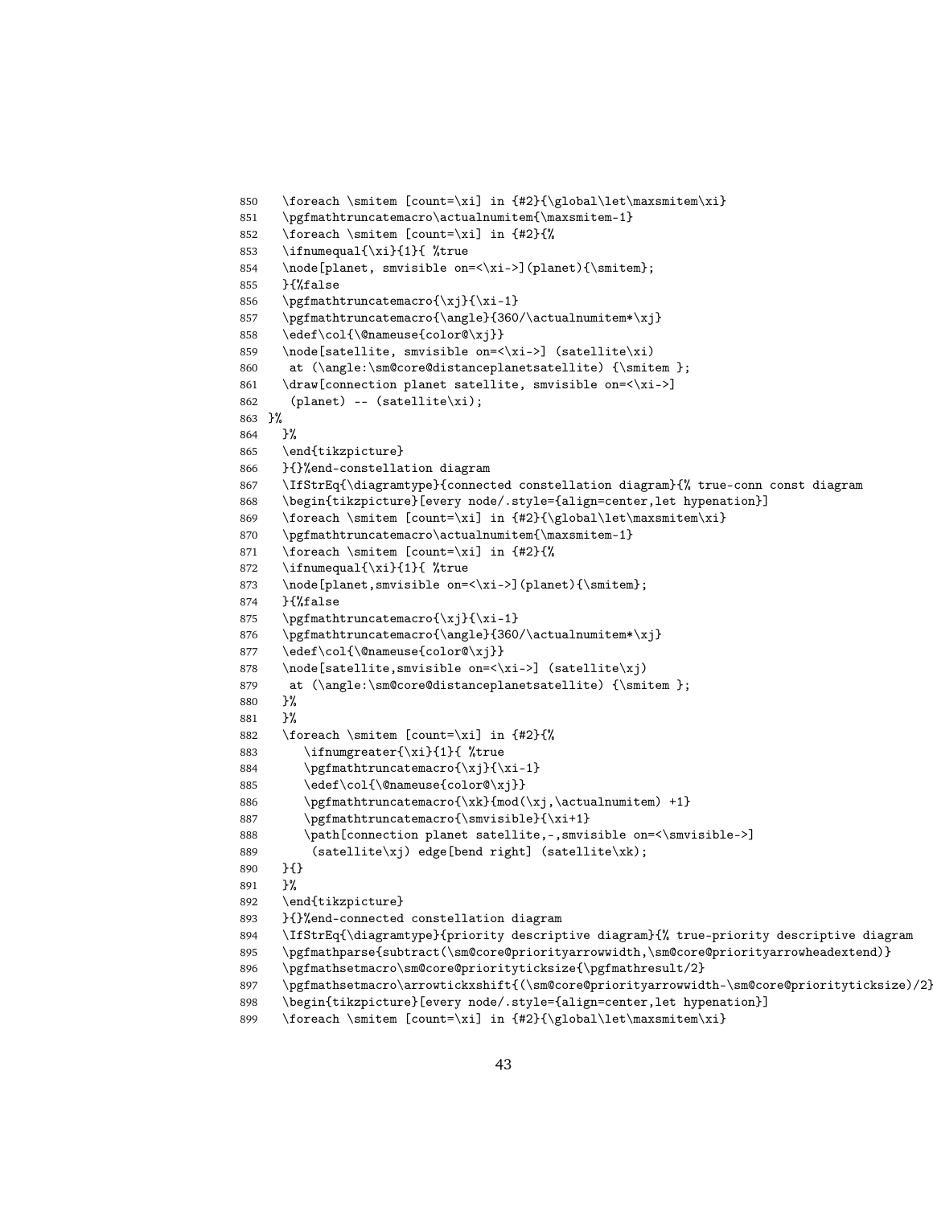```
850   \foreach \smitem [count=\xi] in {#2}{\global\let\maxsmitem\xi}
851   \pgfmathtruncatemacro\actualnumitem{\maxsmitem-1}
852   \foreach \smitem [count=\xi] in {#2}{%
853   \ifnumequal{\xi}{1}{ %true
854   \node[planet, smvisible on=<\xi->](planet){\smitem};
855   }{%false
856   \pgfmathtruncatemacro{\xj}{\xi-1}
857   \pgfmathtruncatemacro{\angle}{360/\actualnumitem*\xj}
858   \edef\col{\@nameuse{color@\xj}}
859   \node[satellite, smvisible on=<\xi->] (satellite\xi)
860    at (\angle:\sm@core@distanceplanetsatellite) {\smitem };
861   \draw[connection planet satellite, smvisible on=<\xi->]
862    (planet) -- (satellite\xi);
863 }%
864   }%
865   \end{tikzpicture}
866   }{}%end-constellation diagram
867   \IfStrEq{\diagramtype}{connected constellation diagram}{% true-conn const diagram
868   \begin{tikzpicture}[every node/.style={align=center,let hypenation}]
869   \foreach \smitem [count=\xi] in {#2}{\global\let\maxsmitem\xi}
870   \pgfmathtruncatemacro\actualnumitem{\maxsmitem-1}
871   \foreach \smitem [count=\xi] in {#2}{%
872   \ifnumequal{\xi}{1}{ %true
873   \node[planet,smvisible on=<\xi->](planet){\smitem};
874   }{%false
875   \pgfmathtruncatemacro{\xj}{\xi-1}
876   \pgfmathtruncatemacro{\angle}{360/\actualnumitem*\xj}
877   \edef\col{\@nameuse{color@\xj}}
878   \node[satellite,smvisible on=<\xi->] (satellite\xj)
879    at (\angle:\sm@core@distanceplanetsatellite) {\smitem };
880   }%
881   }%
882   \foreach \smitem [count=\xi] in {#2}{%
883      \ifnumgreater{\xi}{1}{ %true
884      \pgfmathtruncatemacro{\xj}{\xi-1}
885      \edef\col{\@nameuse{color@\xj}}
886      \pgfmathtruncatemacro{\xk}{mod(\xj,\actualnumitem) +1}
887      \pgfmathtruncatemacro{\smvisible}{\xi+1}
888      \path[connection planet satellite,-,smvisible on=<\smvisible->]
889       (satellite\xj) edge[bend right] (satellite\xk);
890   }{}
891   }%
892   \end{tikzpicture}
893   }{}%end-connected constellation diagram
894   \IfStrEq{\diagramtype}{priority descriptive diagram}{% true-priority descriptive diagram
895   \pgfmathparse{subtract(\sm@core@priorityarrowwidth,\sm@core@priorityarrowheadextend)}
896   \pgfmathsetmacro\sm@core@priorityticksize{\pgfmathresult/2}
897   \pgfmathsetmacro\arrowtickxshift{(\sm@core@priorityarrowwidth-\sm@core@priorityticksize)/2}
898   \begin{tikzpicture}[every node/.style={align=center,let hypenation}]
899   \foreach \smitem [count=\xi] in {#2}{\global\let\maxsmitem\xi}
```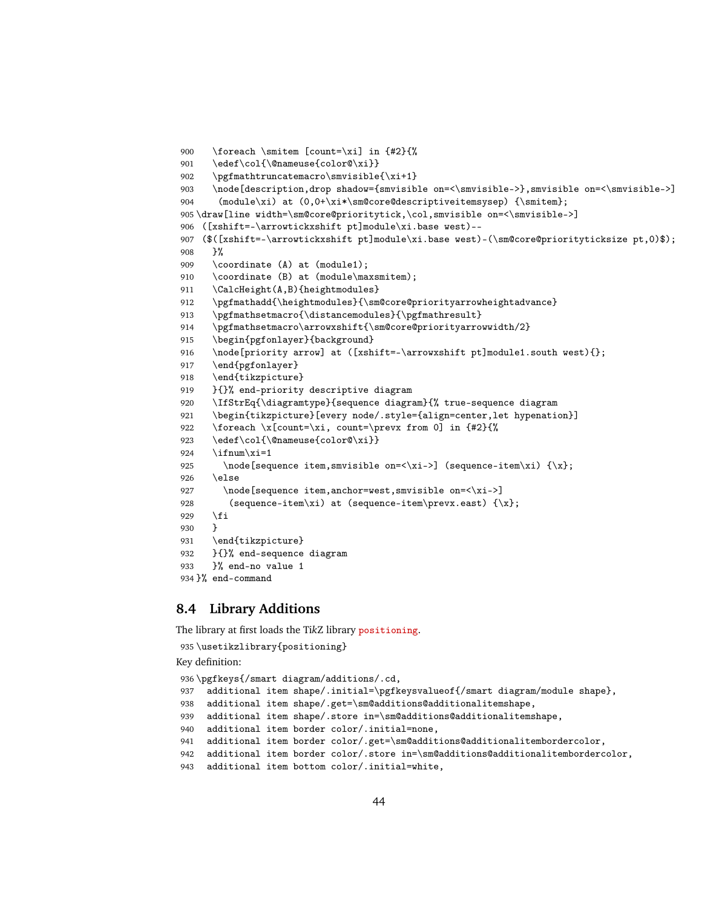```
900   \foreach \smitem [count=\xi] in {#2}{%
901   \edef\col{\@nameuse{color@\xi}}
902   \pgfmathtruncatemacro\smvisible{\xi+1}
903   \node[description,drop shadow={smvisible on=<\smvisible->},smvisible on=<\smvisible->]
904    (module\xi) at (0,0+\xi*\sm@core@descriptiveitemsysep) {\smitem};
905 \draw[line width=\sm@core@prioritytick,\col,smvisible on=<\smvisible->]
906  ([xshift=-\arrowtickxshift pt]module\xi.base west)--
907  ($([xshift=-\arrowtickxshift pt]module\xi.base west)-(\sm@core@priorityticksize pt,0)$);
908   }%
909   \coordinate (A) at (module1);
910   \coordinate (B) at (module\maxsmitem);
911   \CalcHeight(A,B){heightmodules}
912   \pgfmathadd{\heightmodules}{\sm@core@priorityarrowheightadvance}
913   \pgfmathsetmacro{\distancemodules}{\pgfmathresult}
914   \pgfmathsetmacro\arrowxshift{\sm@core@priorityarrowwidth/2}
915   \begin{pgfonlayer}{background}
916   \node[priority arrow] at ([xshift=-\arrowxshift pt]module1.south west){};
917   \end{pgfonlayer}
918   \end{tikzpicture}
919   }{}% end-priority descriptive diagram
920   \IfStrEq{\diagramtype}{sequence diagram}{% true-sequence diagram
921   \begin{tikzpicture}[every node/.style={align=center,let hypenation}]
922   \foreach \x[count=\xi, count=\prevx from 0] in {#2}{%
923   \edef\col{\@nameuse{color@\xi}}
924   \ifnum\xi=1
925     \node[sequence item,smvisible on=<\xi->] (sequence-item\xi) {\x};
926   \else
927     \node[sequence item,anchor=west,smvisible on=<\xi->]
928      (sequence-item\xi) at (sequence-item\prevx.east) {\x};
929   \fi
930   }
931   \end{tikzpicture}
932   }{}% end-sequence diagram
933   }% end-no value 1
934 }% end-command
```

## 8.4 Library Additions

The library at first loads the TikZ library positioning.

```
935 \usetikzlibrary{positioning}
```

Key definition:

```
936 \pgfkeys{/smart diagram/additions/.cd,
937   additional item shape/.initial=\pgfkeysvalueof{/smart diagram/module shape},
938   additional item shape/.get=\sm@additions@additionalitemshape,
939   additional item shape/.store in=\sm@additions@additionalitemshape,
940   additional item border color/.initial=none,
941   additional item border color/.get=\sm@additions@additionalitembordercolor,
942   additional item border color/.store in=\sm@additions@additionalitembordercolor,
943   additional item bottom color/.initial=white,
```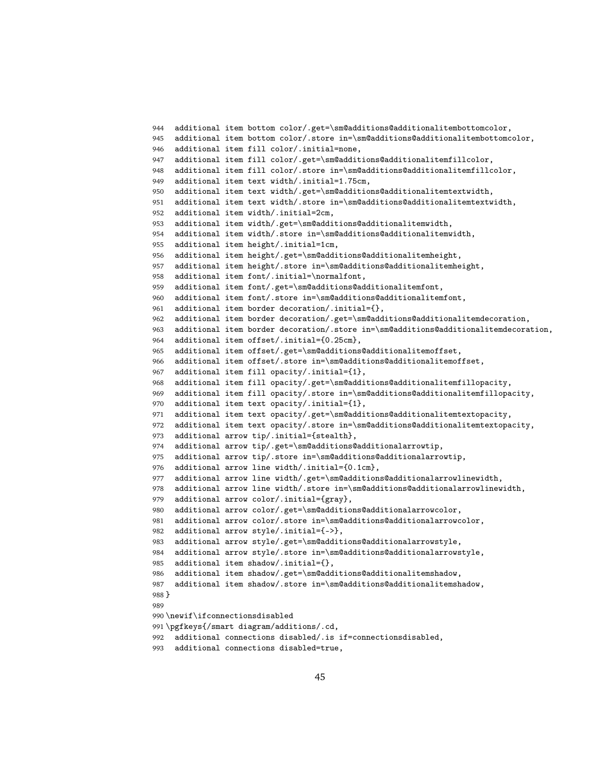```
944  additional item bottom color/.get=\sm@additions@additionalitembottomcolor,
945  additional item bottom color/.store in=\sm@additions@additionalitembottomcolor,
946  additional item fill color/.initial=none,
947  additional item fill color/.get=\sm@additions@additionalitemfillcolor,
948  additional item fill color/.store in=\sm@additions@additionalitemfillcolor,
949  additional item text width/.initial=1.75cm,
950  additional item text width/.get=\sm@additions@additionalitemtextwidth,
951  additional item text width/.store in=\sm@additions@additionalitemtextwidth,
952  additional item width/.initial=2cm,
953  additional item width/.get=\sm@additions@additionalitemwidth,
954  additional item width/.store in=\sm@additions@additionalitemwidth,
955  additional item height/.initial=1cm,
956  additional item height/.get=\sm@additions@additionalitemheight,
957  additional item height/.store in=\sm@additions@additionalitemheight,
958  additional item font/.initial=\normalfont,
959  additional item font/.get=\sm@additions@additionalitemfont,
960  additional item font/.store in=\sm@additions@additionalitemfont,
961  additional item border decoration/.initial={},
962  additional item border decoration/.get=\sm@additions@additionalitemdecoration,
963  additional item border decoration/.store in=\sm@additions@additionalitemdecoration,
964  additional item offset/.initial={0.25cm},
965  additional item offset/.get=\sm@additions@additionalitemoffset,
966  additional item offset/.store in=\sm@additions@additionalitemoffset,
967  additional item fill opacity/.initial={1},
968  additional item fill opacity/.get=\sm@additions@additionalitemfillopacity,
969  additional item fill opacity/.store in=\sm@additions@additionalitemfillopacity,
970  additional item text opacity/.initial={1},
971  additional item text opacity/.get=\sm@additions@additionalitemtextopacity,
972  additional item text opacity/.store in=\sm@additions@additionalitemtextopacity,
973  additional arrow tip/.initial={stealth},
974  additional arrow tip/.get=\sm@additions@additionalarrowtip,
975  additional arrow tip/.store in=\sm@additions@additionalarrowtip,
976  additional arrow line width/.initial={0.1cm},
977  additional arrow line width/.get=\sm@additions@additionalarrowlinewidth,
978  additional arrow line width/.store in=\sm@additions@additionalarrowlinewidth,
979  additional arrow color/.initial={gray},
980  additional arrow color/.get=\sm@additions@additionalarrowcolor,
981  additional arrow color/.store in=\sm@additions@additionalarrowcolor,
982  additional arrow style/.initial={->},
983  additional arrow style/.get=\sm@additions@additionalarrowstyle,
984  additional arrow style/.store in=\sm@additions@additionalarrowstyle,
985  additional item shadow/.initial={},
986  additional item shadow/.get=\sm@additions@additionalitemshadow,
987  additional item shadow/.store in=\sm@additions@additionalitemshadow,
988 }
989
990 \newif\ifconnectionsdisabled
991 \pgfkeys{/smart diagram/additions/.cd,
992  additional connections disabled/.is if=connectionsdisabled,
993  additional connections disabled=true,
```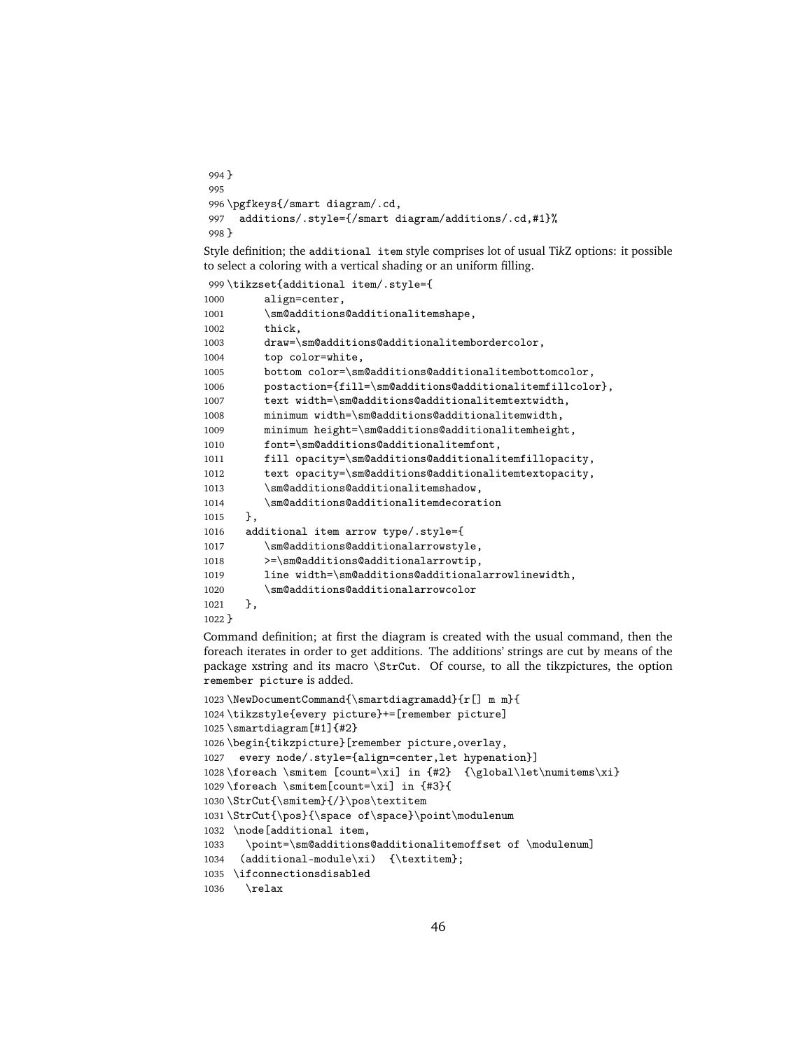```
994 }
995
996 \pgfkeys{/smart diagram/.cd,
997   additions/.style={/smart diagram/additions/.cd,#1}%
998 }
```

Style definition; the `additional item` style comprises lot of usual Ti*k*Z options: it possible to select a coloring with a vertical shading or an uniform filling.

```
999 \tikzset{additional item/.style={
1000       align=center,
1001       \sm@additions@additionalitemshape,
1002       thick,
1003       draw=\sm@additions@additionalitembordercolor,
1004       top color=white,
1005       bottom color=\sm@additions@additionalitembottomcolor,
1006       postaction={fill=\sm@additions@additionalitemfillcolor},
1007       text width=\sm@additions@additionalitemtextwidth,
1008       minimum width=\sm@additions@additionalitemwidth,
1009       minimum height=\sm@additions@additionalitemheight,
1010       font=\sm@additions@additionalitemfont,
1011       fill opacity=\sm@additions@additionalitemfillopacity,
1012       text opacity=\sm@additions@additionalitemtextopacity,
1013       \sm@additions@additionalitemshadow,
1014       \sm@additions@additionalitemdecoration
1015    },
1016    additional item arrow type/.style={
1017       \sm@additions@additionalarrowstyle,
1018       >=\sm@additions@additionalarrowtip,
1019       line width=\sm@additions@additionalarrowlinewidth,
1020       \sm@additions@additionalarrowcolor
1021    },
1022 }
```

Command definition; at first the diagram is created with the usual command, then the foreach iterates in order to get additions. The additions' strings are cut by means of the package xstring and its macro `\StrCut`. Of course, to all the tikzpictures, the option `remember picture` is added.

```
1023 \NewDocumentCommand{\smartdiagramadd}{r[] m m}{
1024 \tikzstyle{every picture}+=[remember picture]
1025 \smartdiagram[#1]{#2}
1026 \begin{tikzpicture}[remember picture,overlay,
1027   every node/.style={align=center,let hypenation}]
1028 \foreach \smitem [count=\xi] in {#2}  {\global\let\numitems\xi}
1029 \foreach \smitem[count=\xi] in {#3}{
1030 \StrCut{\smitem}{/}\pos\textitem
1031 \StrCut{\pos}{\space of\space}\point\modulenum
1032  \node[additional item,
1033    \point=\sm@additions@additionalitemoffset of \modulenum]
1034   (additional-module\xi)  {\textitem};
1035  \ifconnectionsdisabled
1036    \relax
```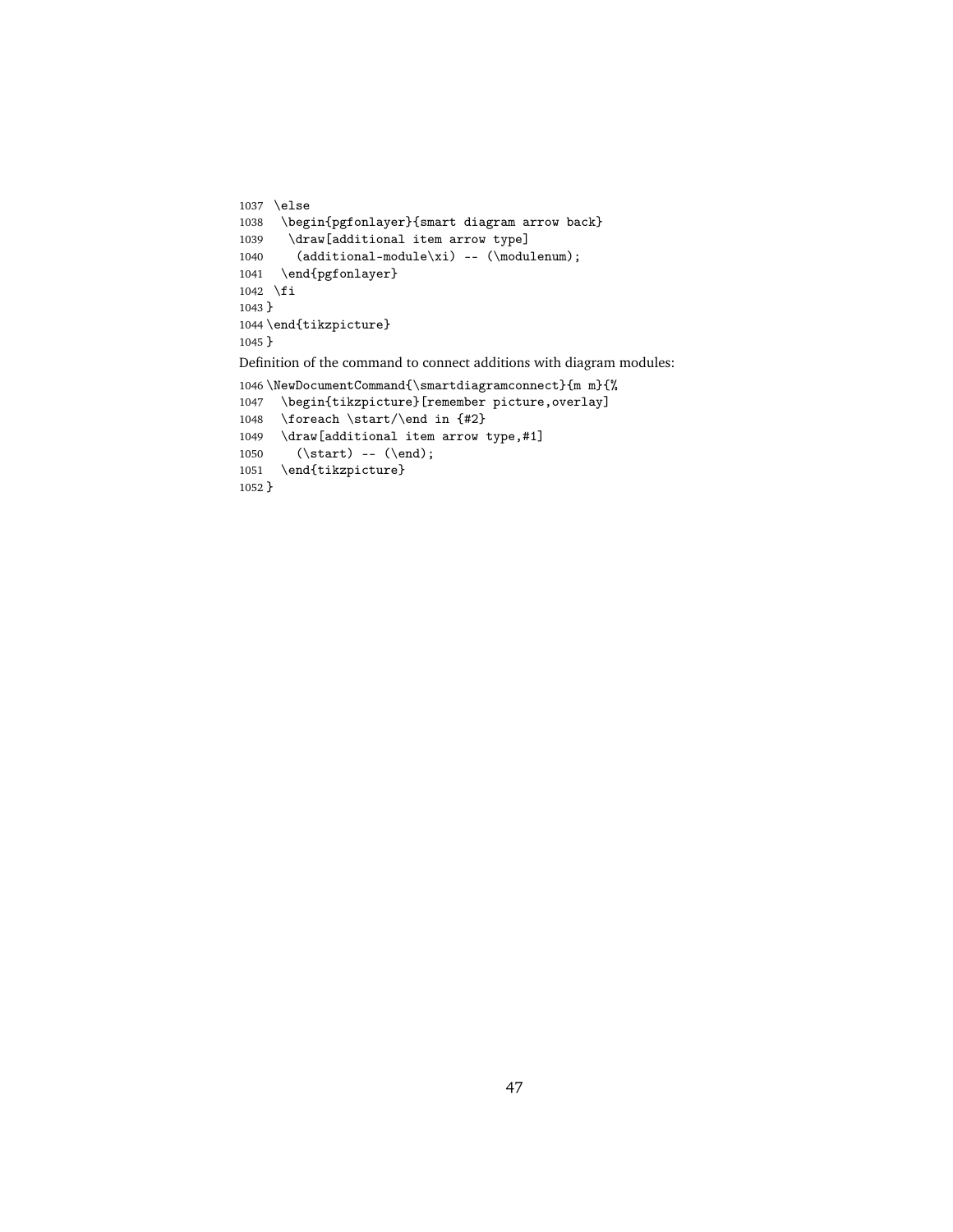```
1037 \else
1038  \begin{pgfonlayer}{smart diagram arrow back}
1039   \draw[additional item arrow type]
1040    (additional-module\xi) -- (\modulenum);
1041  \end{pgfonlayer}
1042 \fi
1043 }
1044 \end{tikzpicture}
1045 }
```

Definition of the command to connect additions with diagram modules:

```
1046 \NewDocumentCommand{\smartdiagramconnect}{m m}{%
1047  \begin{tikzpicture}[remember picture,overlay]
1048  \foreach \start/\end in {#2}
1049  \draw[additional item arrow type,#1]
1050    (\start) -- (\end);
1051  \end{tikzpicture}
1052 }
```